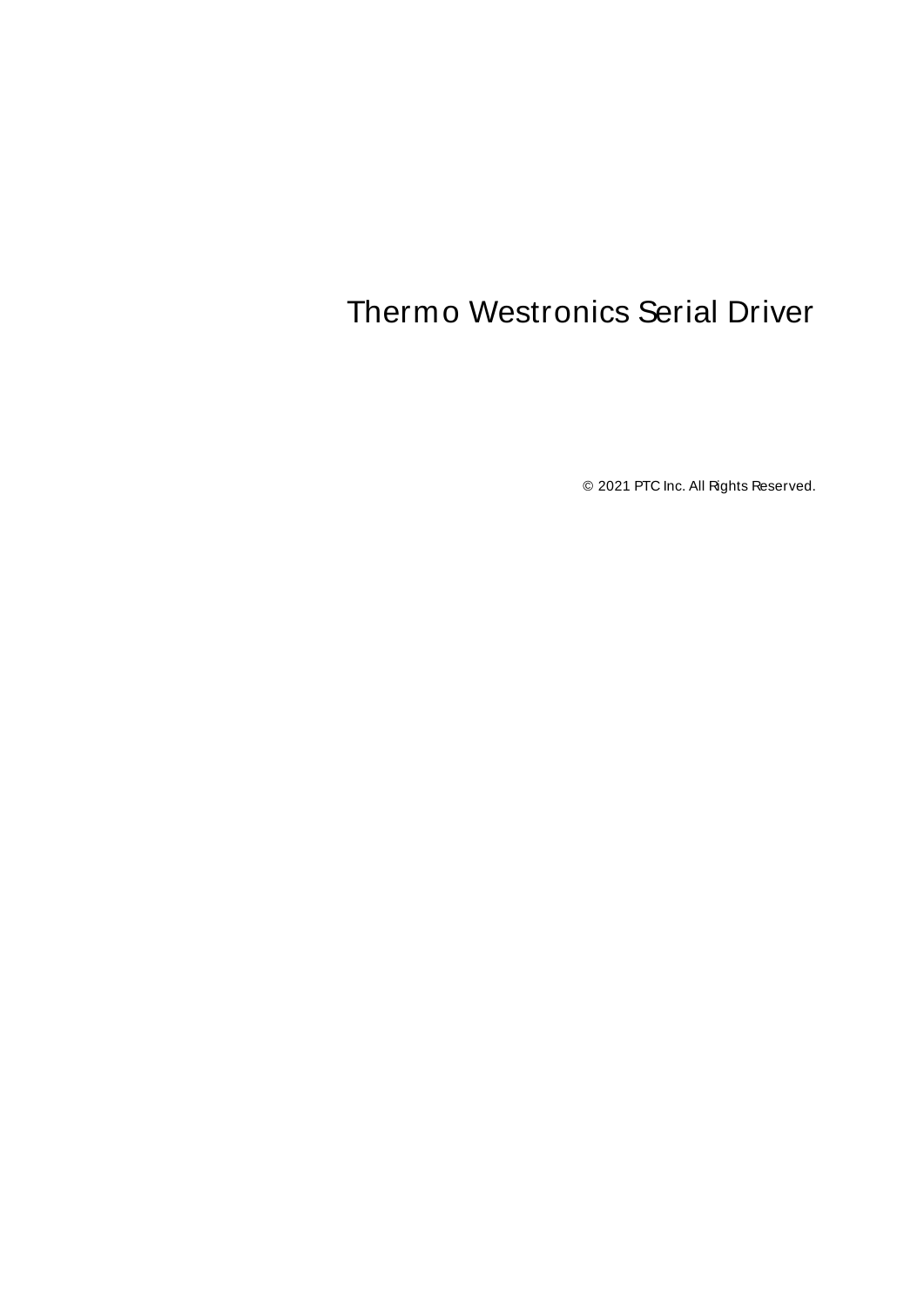# Thermo Westronics Serial Driver

© 2021 PTC Inc. All Rights Reserved.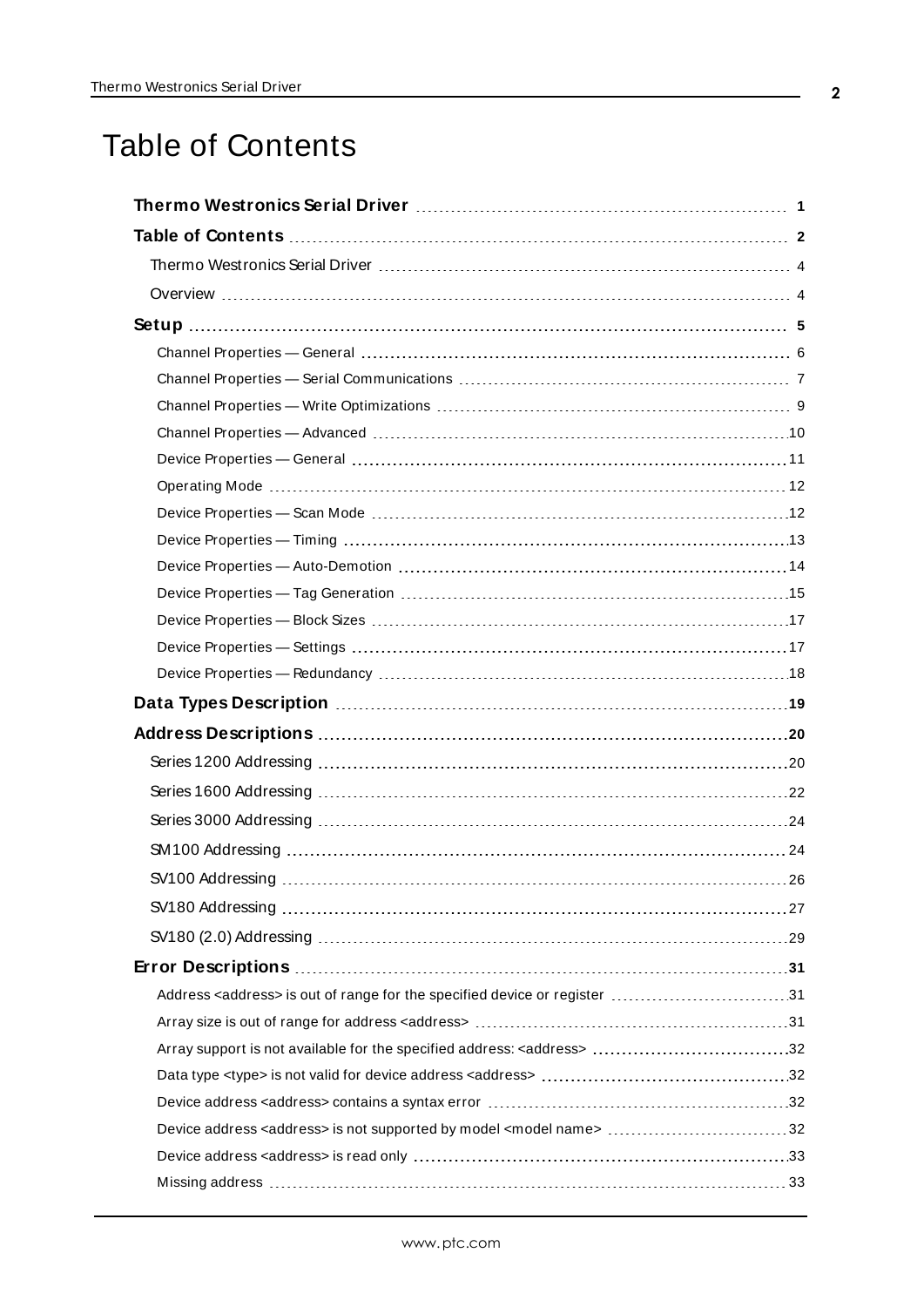# Table of Contents

**Thermo Westronics Serial Driver** ..... 1

**Table of Contents** ..... 2

Thermo Westronics Serial Driver ..... 4

Overview ..... 4

**Setup** ..... 5

- Channel Properties — General ..... 6
- Channel Properties — Serial Communications ..... 7
- Channel Properties — Write Optimizations ..... 9
- Channel Properties — Advanced ..... 10
- Device Properties — General ..... 11
- Operating Mode ..... 12
- Device Properties — Scan Mode ..... 12
- Device Properties — Timing ..... 13
- Device Properties — Auto-Demotion ..... 14
- Device Properties — Tag Generation ..... 15
- Device Properties — Block Sizes ..... 17
- Device Properties — Settings ..... 17
- Device Properties — Redundancy ..... 18

**Data Types Description** ..... 19

**Address Descriptions** ..... 20

Series 1200 Addressing ..... 20

Series 1600 Addressing ..... 22

Series 3000 Addressing ..... 24

SM100 Addressing ..... 24

SV100 Addressing ..... 26

SV180 Addressing ..... 27

SV180 (2.0) Addressing ..... 29

**Error Descriptions** ..... 31

- Address <address> is out of range for the specified device or register ..... 31
- Array size is out of range for address <address> ..... 31
- Array support is not available for the specified address: <address> ..... 32
- Data type <type> is not valid for device address <address> ..... 32
- Device address <address> contains a syntax error ..... 32
- Device address <address> is not supported by model <model name> ..... 32
- Device address <address> is read only ..... 33
- Missing address ..... 33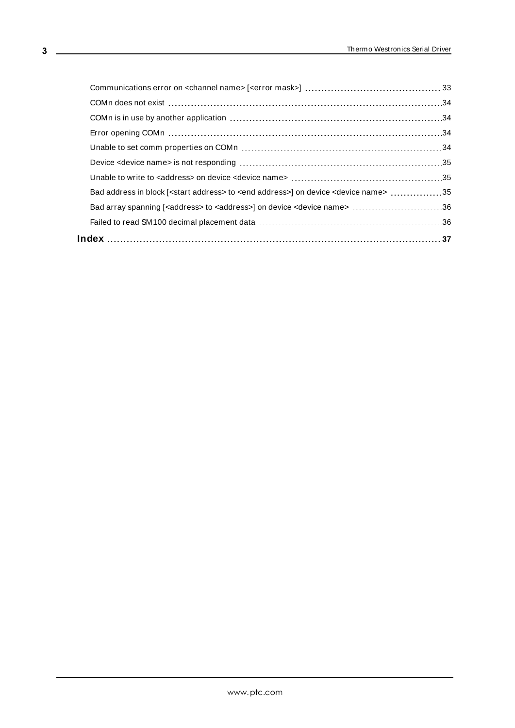Communications error on <channel name> [<error mask>] 33
COMn does not exist 34
COMn is in use by another application 34
Error opening COMn 34
Unable to set comm properties on COMn 34
Device <device name> is not responding 35
Unable to write to <address> on device <device name> 35
Bad address in block [<start address> to <end address>] on device <device name> 35
Bad array spanning [<address> to <address>] on device <device name> 36
Failed to read SM100 decimal placement data 36

**Index 37**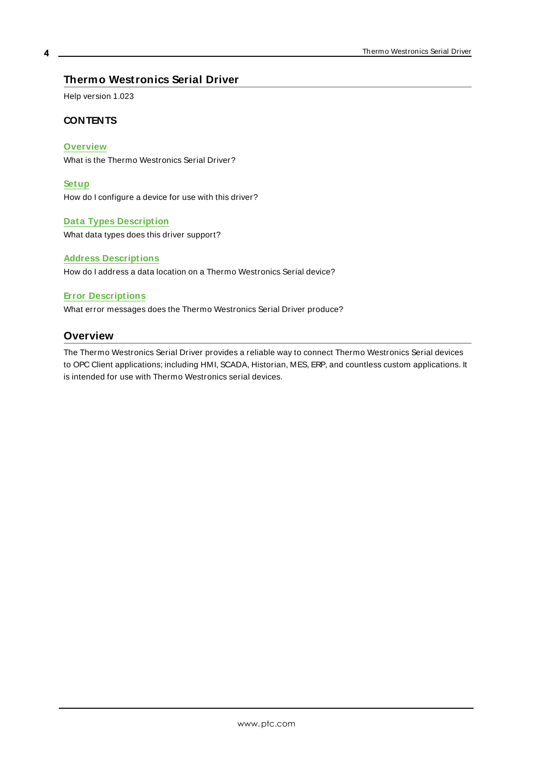# Thermo Westronics Serial Driver

Help version 1.023

### CONTENTS

**Overview**
What is the Thermo Westronics Serial Driver?

**Setup**
How do I configure a device for use with this driver?

**Data Types Description**
What data types does this driver support?

**Address Descriptions**
How do I address a data location on a Thermo Westronics Serial device?

**Error Descriptions**
What error messages does the Thermo Westronics Serial Driver produce?

## Overview

The Thermo Westronics Serial Driver provides a reliable way to connect Thermo Westronics Serial devices to OPC Client applications; including HMI, SCADA, Historian, MES, ERP, and countless custom applications. It is intended for use with Thermo Westronics serial devices.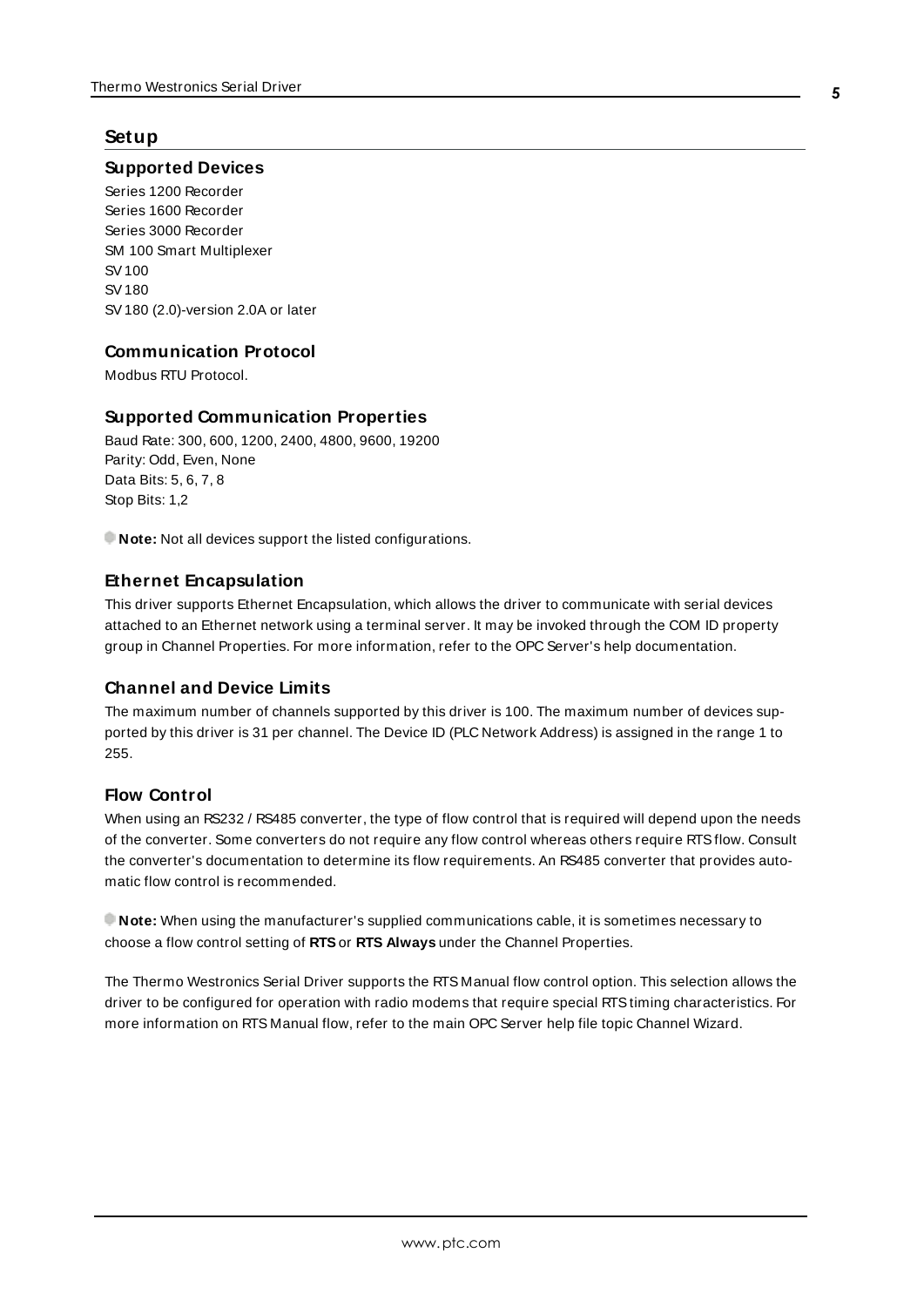# Setup

### Supported Devices

Series 1200 Recorder
Series 1600 Recorder
Series 3000 Recorder
SM 100 Smart Multiplexer
SV 100
SV 180
SV 180 (2.0)-version 2.0A or later

### Communication Protocol

Modbus RTU Protocol.

### Supported Communication Properties

Baud Rate: 300, 600, 1200, 2400, 4800, 9600, 19200
Parity: Odd, Even, None
Data Bits: 5, 6, 7, 8
Stop Bits: 1,2

**Note:** Not all devices support the listed configurations.

### Ethernet Encapsulation

This driver supports Ethernet Encapsulation, which allows the driver to communicate with serial devices attached to an Ethernet network using a terminal server. It may be invoked through the COM ID property group in Channel Properties. For more information, refer to the OPC Server's help documentation.

### Channel and Device Limits

The maximum number of channels supported by this driver is 100. The maximum number of devices supported by this driver is 31 per channel. The Device ID (PLC Network Address) is assigned in the range 1 to 255.

### Flow Control

When using an RS232 / RS485 converter, the type of flow control that is required will depend upon the needs of the converter. Some converters do not require any flow control whereas others require RTS flow. Consult the converter's documentation to determine its flow requirements. An RS485 converter that provides automatic flow control is recommended.

**Note:** When using the manufacturer's supplied communications cable, it is sometimes necessary to choose a flow control setting of **RTS** or **RTS Always** under the Channel Properties.

The Thermo Westronics Serial Driver supports the RTS Manual flow control option. This selection allows the driver to be configured for operation with radio modems that require special RTS timing characteristics. For more information on RTS Manual flow, refer to the main OPC Server help file topic Channel Wizard.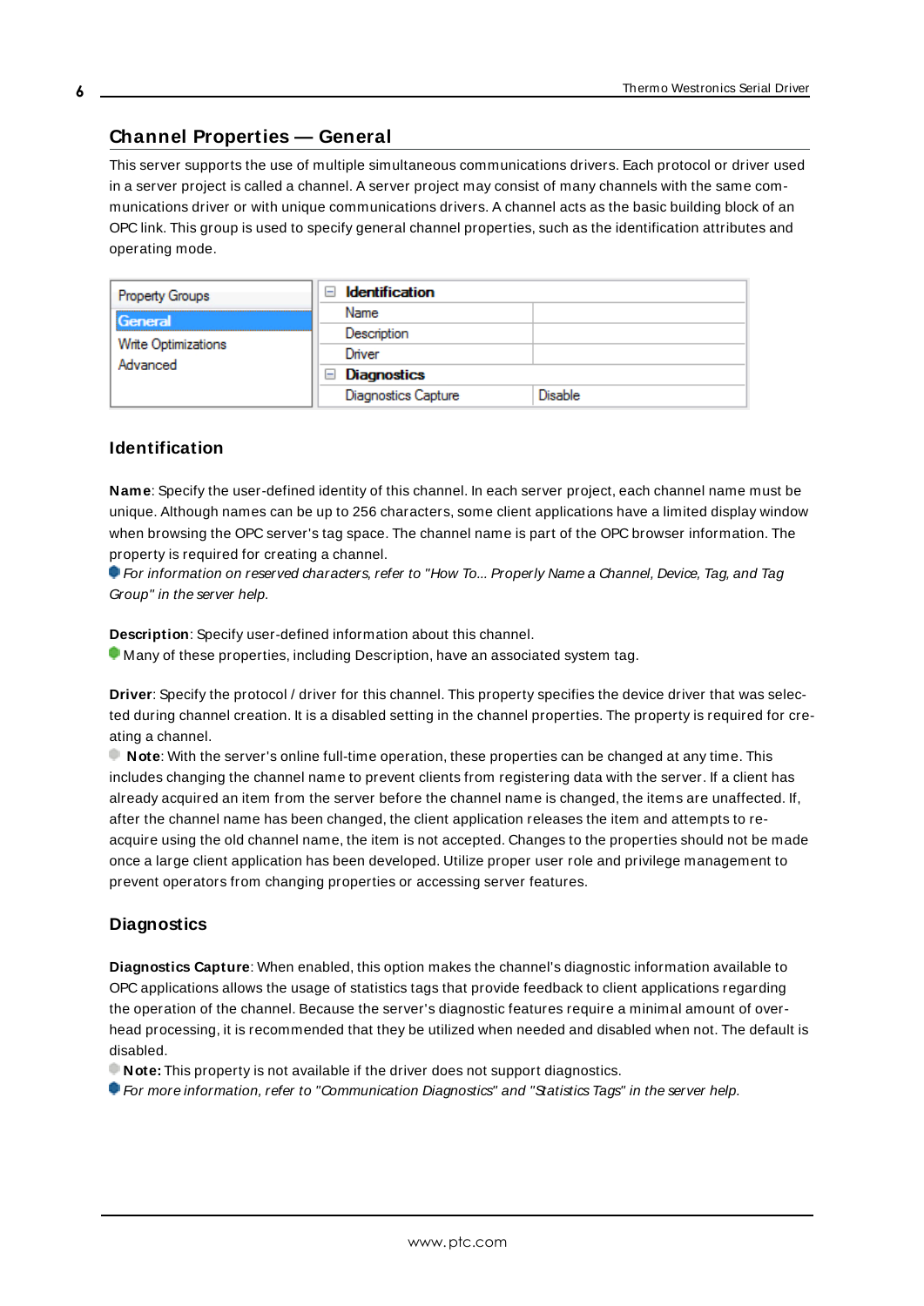## Channel Properties — General

This server supports the use of multiple simultaneous communications drivers. Each protocol or driver used in a server project is called a channel. A server project may consist of many channels with the same communications driver or with unique communications drivers. A channel acts as the basic building block of an OPC link. This group is used to specify general channel properties, such as the identification attributes and operating mode.

| Property Groups | Identification | |
|---|---|---|
| General | Name | |
| Write Optimizations | Description | |
| Advanced | Driver | |
| | Diagnostics | |
| | Diagnostics Capture | Disable |

### Identification

**Name**: Specify the user-defined identity of this channel. In each server project, each channel name must be unique. Although names can be up to 256 characters, some client applications have a limited display window when browsing the OPC server's tag space. The channel name is part of the OPC browser information. The property is required for creating a channel.

*For information on reserved characters, refer to "How To... Properly Name a Channel, Device, Tag, and Tag Group" in the server help.*

**Description**: Specify user-defined information about this channel.

Many of these properties, including Description, have an associated system tag.

**Driver**: Specify the protocol / driver for this channel. This property specifies the device driver that was selected during channel creation. It is a disabled setting in the channel properties. The property is required for creating a channel.

**Note**: With the server's online full-time operation, these properties can be changed at any time. This includes changing the channel name to prevent clients from registering data with the server. If a client has already acquired an item from the server before the channel name is changed, the items are unaffected. If, after the channel name has been changed, the client application releases the item and attempts to re-acquire using the old channel name, the item is not accepted. Changes to the properties should not be made once a large client application has been developed. Utilize proper user role and privilege management to prevent operators from changing properties or accessing server features.

### Diagnostics

**Diagnostics Capture**: When enabled, this option makes the channel's diagnostic information available to OPC applications allows the usage of statistics tags that provide feedback to client applications regarding the operation of the channel. Because the server's diagnostic features require a minimal amount of overhead processing, it is recommended that they be utilized when needed and disabled when not. The default is disabled.

**Note:** This property is not available if the driver does not support diagnostics.

*For more information, refer to "Communication Diagnostics" and "Statistics Tags" in the server help.*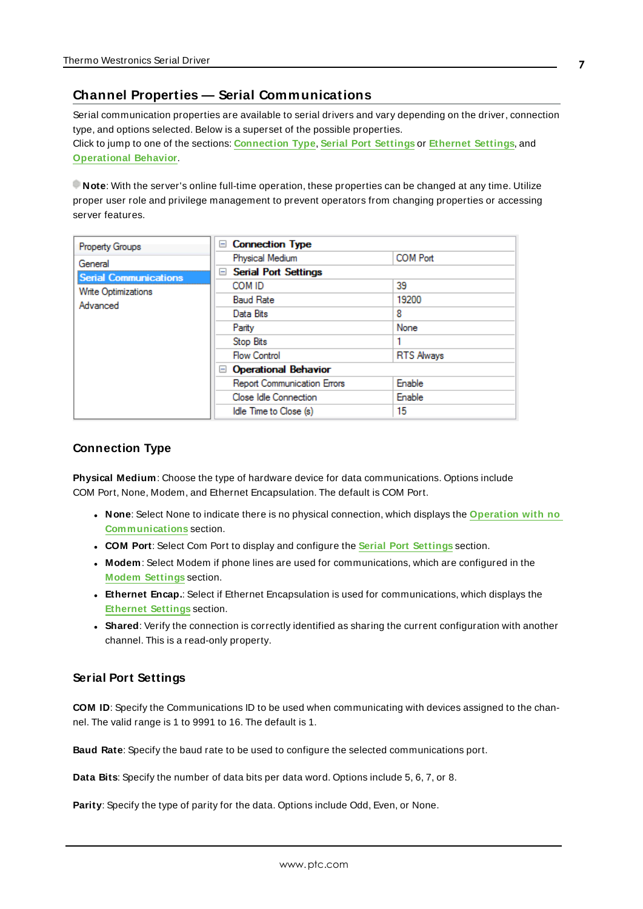## Channel Properties — Serial Communications

Serial communication properties are available to serial drivers and vary depending on the driver, connection type, and options selected. Below is a superset of the possible properties.
Click to jump to one of the sections: Connection Type, Serial Port Settings or Ethernet Settings, and Operational Behavior.

**Note**: With the server's online full-time operation, these properties can be changed at any time. Utilize proper user role and privilege management to prevent operators from changing properties or accessing server features.

| Property Groups | | |
|---|---|---|
| General | **Connection Type** | |
| **Serial Communications** | Physical Medium | COM Port |
| Write Optimizations | **Serial Port Settings** | |
| Advanced | COM ID | 39 |
| | Baud Rate | 19200 |
| | Data Bits | 8 |
| | Parity | None |
| | Stop Bits | 1 |
| | Flow Control | RTS Always |
| | **Operational Behavior** | |
| | Report Communication Errors | Enable |
| | Close Idle Connection | Enable |
| | Idle Time to Close (s) | 15 |

### Connection Type

**Physical Medium**: Choose the type of hardware device for data communications. Options include COM Port, None, Modem, and Ethernet Encapsulation. The default is COM Port.

- **None**: Select None to indicate there is no physical connection, which displays the Operation with no Communications section.
- **COM Port**: Select Com Port to display and configure the Serial Port Settings section.
- **Modem**: Select Modem if phone lines are used for communications, which are configured in the Modem Settings section.
- **Ethernet Encap.**: Select if Ethernet Encapsulation is used for communications, which displays the Ethernet Settings section.
- **Shared**: Verify the connection is correctly identified as sharing the current configuration with another channel. This is a read-only property.

### Serial Port Settings

**COM ID**: Specify the Communications ID to be used when communicating with devices assigned to the channel. The valid range is 1 to 9991 to 16. The default is 1.

**Baud Rate**: Specify the baud rate to be used to configure the selected communications port.

**Data Bits**: Specify the number of data bits per data word. Options include 5, 6, 7, or 8.

**Parity**: Specify the type of parity for the data. Options include Odd, Even, or None.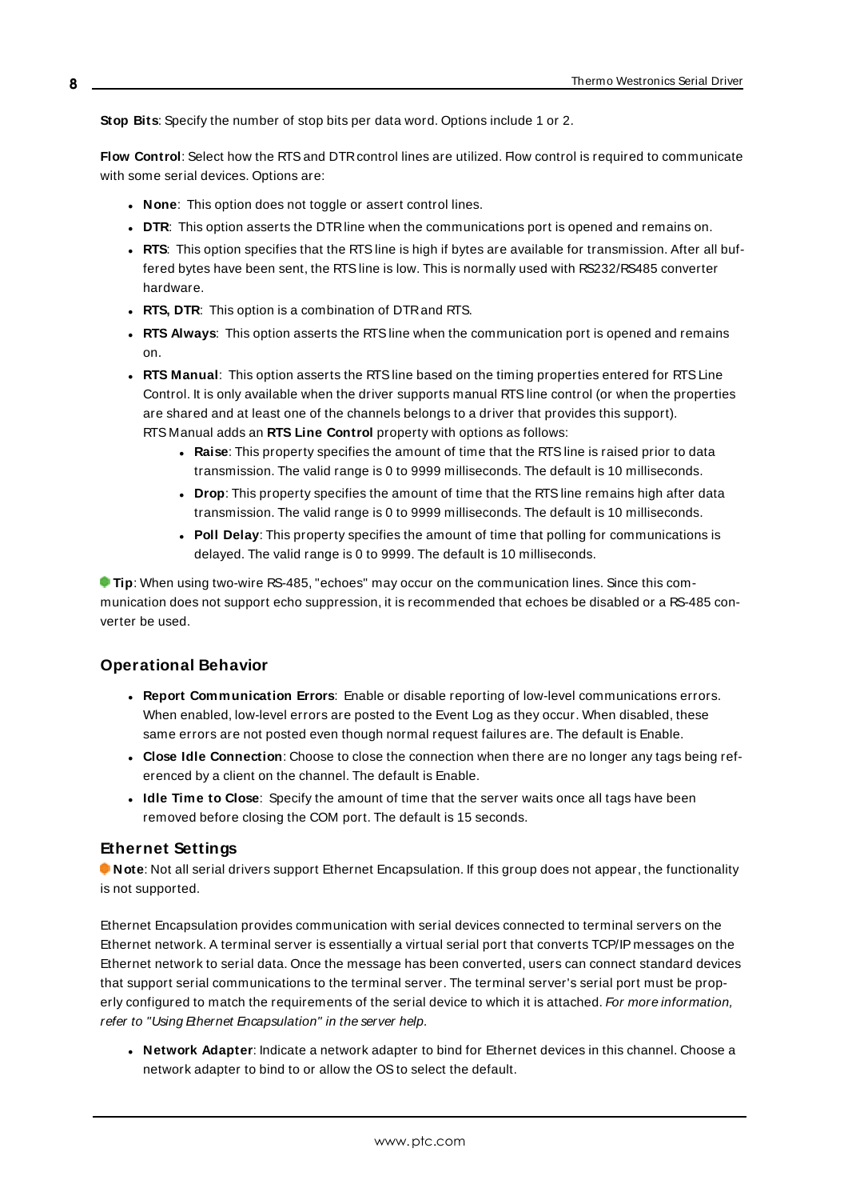**Stop Bits**: Specify the number of stop bits per data word. Options include 1 or 2.

**Flow Control**: Select how the RTS and DTR control lines are utilized. Flow control is required to communicate with some serial devices. Options are:

- **None**: This option does not toggle or assert control lines.
- **DTR**: This option asserts the DTR line when the communications port is opened and remains on.
- **RTS**: This option specifies that the RTS line is high if bytes are available for transmission. After all buffered bytes have been sent, the RTS line is low. This is normally used with RS232/RS485 converter hardware.
- **RTS, DTR**: This option is a combination of DTR and RTS.
- **RTS Always**: This option asserts the RTS line when the communication port is opened and remains on.
- **RTS Manual**: This option asserts the RTS line based on the timing properties entered for RTS Line Control. It is only available when the driver supports manual RTS line control (or when the properties are shared and at least one of the channels belongs to a driver that provides this support). RTS Manual adds an **RTS Line Control** property with options as follows:
  - **Raise**: This property specifies the amount of time that the RTS line is raised prior to data transmission. The valid range is 0 to 9999 milliseconds. The default is 10 milliseconds.
  - **Drop**: This property specifies the amount of time that the RTS line remains high after data transmission. The valid range is 0 to 9999 milliseconds. The default is 10 milliseconds.
  - **Poll Delay**: This property specifies the amount of time that polling for communications is delayed. The valid range is 0 to 9999. The default is 10 milliseconds.

**Tip**: When using two-wire RS-485, "echoes" may occur on the communication lines. Since this communication does not support echo suppression, it is recommended that echoes be disabled or a RS-485 converter be used.

## Operational Behavior

- **Report Communication Errors**: Enable or disable reporting of low-level communications errors. When enabled, low-level errors are posted to the Event Log as they occur. When disabled, these same errors are not posted even though normal request failures are. The default is Enable.
- **Close Idle Connection**: Choose to close the connection when there are no longer any tags being referenced by a client on the channel. The default is Enable.
- **Idle Time to Close**: Specify the amount of time that the server waits once all tags have been removed before closing the COM port. The default is 15 seconds.

## Ethernet Settings

**Note**: Not all serial drivers support Ethernet Encapsulation. If this group does not appear, the functionality is not supported.

Ethernet Encapsulation provides communication with serial devices connected to terminal servers on the Ethernet network. A terminal server is essentially a virtual serial port that converts TCP/IP messages on the Ethernet network to serial data. Once the message has been converted, users can connect standard devices that support serial communications to the terminal server. The terminal server's serial port must be properly configured to match the requirements of the serial device to which it is attached. *For more information, refer to "Using Ethernet Encapsulation" in the server help.*

- **Network Adapter**: Indicate a network adapter to bind for Ethernet devices in this channel. Choose a network adapter to bind to or allow the OS to select the default.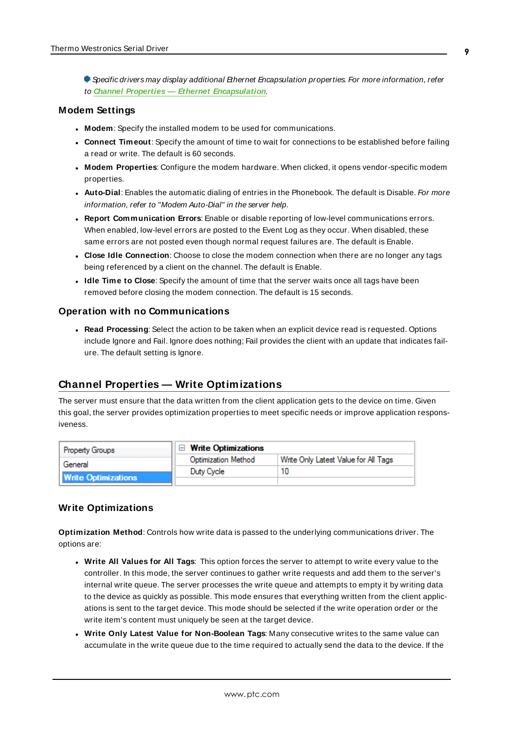Specific drivers may display additional Ethernet Encapsulation properties. For more information, refer to **Channel Properties — Ethernet Encapsulation**.

### Modem Settings

- **Modem**: Specify the installed modem to be used for communications.
- **Connect Timeout**: Specify the amount of time to wait for connections to be established before failing a read or write. The default is 60 seconds.
- **Modem Properties**: Configure the modem hardware. When clicked, it opens vendor-specific modem properties.
- **Auto-Dial**: Enables the automatic dialing of entries in the Phonebook. The default is Disable. *For more information, refer to "Modem Auto-Dial" in the server help.*
- **Report Communication Errors**: Enable or disable reporting of low-level communications errors. When enabled, low-level errors are posted to the Event Log as they occur. When disabled, these same errors are not posted even though normal request failures are. The default is Enable.
- **Close Idle Connection**: Choose to close the modem connection when there are no longer any tags being referenced by a client on the channel. The default is Enable.
- **Idle Time to Close**: Specify the amount of time that the server waits once all tags have been removed before closing the modem connection. The default is 15 seconds.

### Operation with no Communications

- **Read Processing**: Select the action to be taken when an explicit device read is requested. Options include Ignore and Fail. Ignore does nothing; Fail provides the client with an update that indicates failure. The default setting is Ignore.

## Channel Properties — Write Optimizations

The server must ensure that the data written from the client application gets to the device on time. Given this goal, the server provides optimization properties to meet specific needs or improve application responsiveness.

| Property Groups | Write Optimizations | |
|---|---|---|
| General | Optimization Method | Write Only Latest Value for All Tags |
| **Write Optimizations** | Duty Cycle | 10 |

### Write Optimizations

**Optimization Method**: Controls how write data is passed to the underlying communications driver. The options are:

- **Write All Values for All Tags**: This option forces the server to attempt to write every value to the controller. In this mode, the server continues to gather write requests and add them to the server's internal write queue. The server processes the write queue and attempts to empty it by writing data to the device as quickly as possible. This mode ensures that everything written from the client applications is sent to the target device. This mode should be selected if the write operation order or the write item's content must uniquely be seen at the target device.
- **Write Only Latest Value for Non-Boolean Tags**: Many consecutive writes to the same value can accumulate in the write queue due to the time required to actually send the data to the device. If the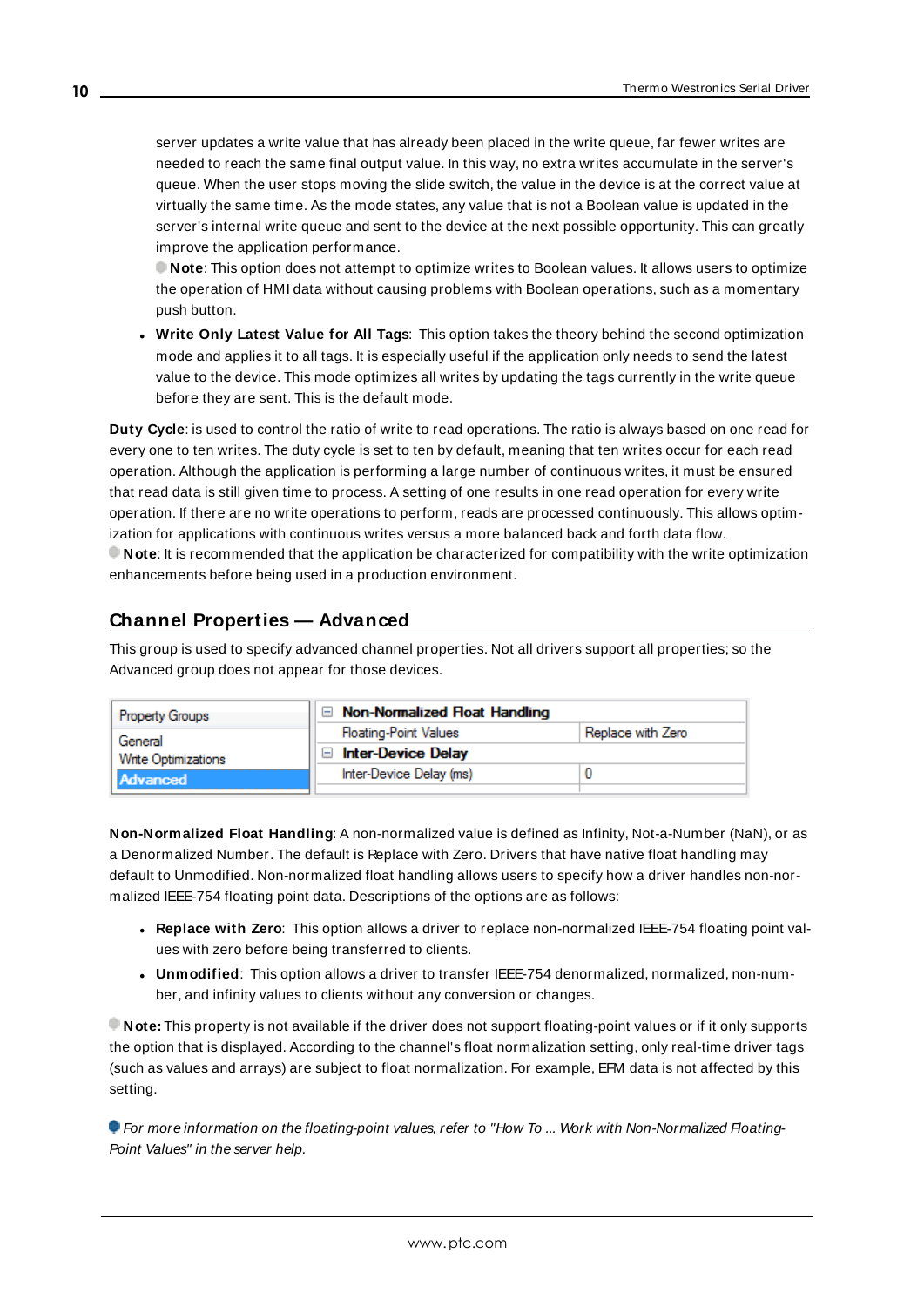server updates a write value that has already been placed in the write queue, far fewer writes are needed to reach the same final output value. In this way, no extra writes accumulate in the server's queue. When the user stops moving the slide switch, the value in the device is at the correct value at virtually the same time. As the mode states, any value that is not a Boolean value is updated in the server's internal write queue and sent to the device at the next possible opportunity. This can greatly improve the application performance.

**Note**: This option does not attempt to optimize writes to Boolean values. It allows users to optimize the operation of HMI data without causing problems with Boolean operations, such as a momentary push button.

- **Write Only Latest Value for All Tags**: This option takes the theory behind the second optimization mode and applies it to all tags. It is especially useful if the application only needs to send the latest value to the device. This mode optimizes all writes by updating the tags currently in the write queue before they are sent. This is the default mode.

**Duty Cycle**: is used to control the ratio of write to read operations. The ratio is always based on one read for every one to ten writes. The duty cycle is set to ten by default, meaning that ten writes occur for each read operation. Although the application is performing a large number of continuous writes, it must be ensured that read data is still given time to process. A setting of one results in one read operation for every write operation. If there are no write operations to perform, reads are processed continuously. This allows optimization for applications with continuous writes versus a more balanced back and forth data flow.

**Note**: It is recommended that the application be characterized for compatibility with the write optimization enhancements before being used in a production environment.

## Channel Properties — Advanced

This group is used to specify advanced channel properties. Not all drivers support all properties; so the Advanced group does not appear for those devices.

| Property Groups | Property | Value |
|---|---|---|
| General | **Non-Normalized Float Handling** | |
| Write Optimizations | Floating-Point Values | Replace with Zero |
| **Advanced** | **Inter-Device Delay** | |
| | Inter-Device Delay (ms) | 0 |

**Non-Normalized Float Handling**: A non-normalized value is defined as Infinity, Not-a-Number (NaN), or as a Denormalized Number. The default is Replace with Zero. Drivers that have native float handling may default to Unmodified. Non-normalized float handling allows users to specify how a driver handles non-normalized IEEE-754 floating point data. Descriptions of the options are as follows:

- **Replace with Zero**: This option allows a driver to replace non-normalized IEEE-754 floating point values with zero before being transferred to clients.
- **Unmodified**: This option allows a driver to transfer IEEE-754 denormalized, normalized, non-number, and infinity values to clients without any conversion or changes.

**Note:** This property is not available if the driver does not support floating-point values or if it only supports the option that is displayed. According to the channel's float normalization setting, only real-time driver tags (such as values and arrays) are subject to float normalization. For example, EFM data is not affected by this setting.

*For more information on the floating-point values, refer to "How To ... Work with Non-Normalized Floating-Point Values" in the server help.*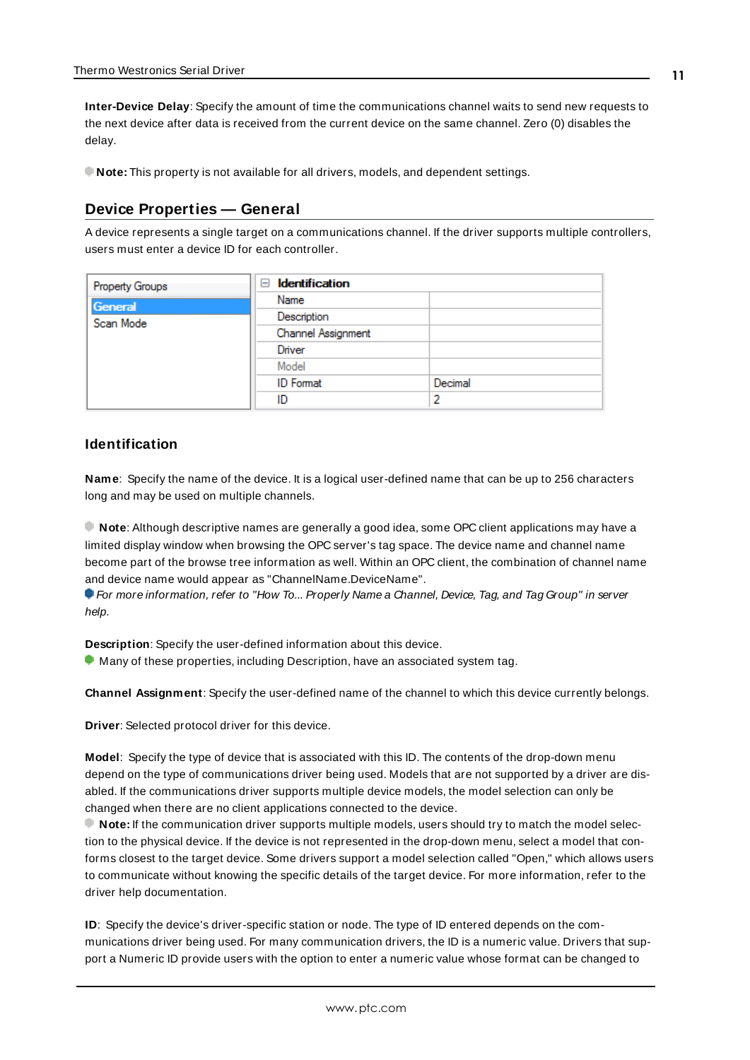**Inter-Device Delay**: Specify the amount of time the communications channel waits to send new requests to the next device after data is received from the current device on the same channel. Zero (0) disables the delay.

**Note:** This property is not available for all drivers, models, and dependent settings.

## Device Properties — General

A device represents a single target on a communications channel. If the driver supports multiple controllers, users must enter a device ID for each controller.

| Property Groups | Identification | |
|---|---|---|
| General | Name | |
| Scan Mode | Description | |
| | Channel Assignment | |
| | Driver | |
| | Model | |
| | ID Format | Decimal |
| | ID | 2 |

### Identification

**Name**: Specify the name of the device. It is a logical user-defined name that can be up to 256 characters long and may be used on multiple channels.

**Note**: Although descriptive names are generally a good idea, some OPC client applications may have a limited display window when browsing the OPC server's tag space. The device name and channel name become part of the browse tree information as well. Within an OPC client, the combination of channel name and device name would appear as "ChannelName.DeviceName".
*For more information, refer to "How To... Properly Name a Channel, Device, Tag, and Tag Group" in server help.*

**Description**: Specify the user-defined information about this device.
Many of these properties, including Description, have an associated system tag.

**Channel Assignment**: Specify the user-defined name of the channel to which this device currently belongs.

**Driver**: Selected protocol driver for this device.

**Model**: Specify the type of device that is associated with this ID. The contents of the drop-down menu depend on the type of communications driver being used. Models that are not supported by a driver are disabled. If the communications driver supports multiple device models, the model selection can only be changed when there are no client applications connected to the device.
**Note:** If the communication driver supports multiple models, users should try to match the model selection to the physical device. If the device is not represented in the drop-down menu, select a model that conforms closest to the target device. Some drivers support a model selection called "Open," which allows users to communicate without knowing the specific details of the target device. For more information, refer to the driver help documentation.

**ID**: Specify the device's driver-specific station or node. The type of ID entered depends on the communications driver being used. For many communication drivers, the ID is a numeric value. Drivers that support a Numeric ID provide users with the option to enter a numeric value whose format can be changed to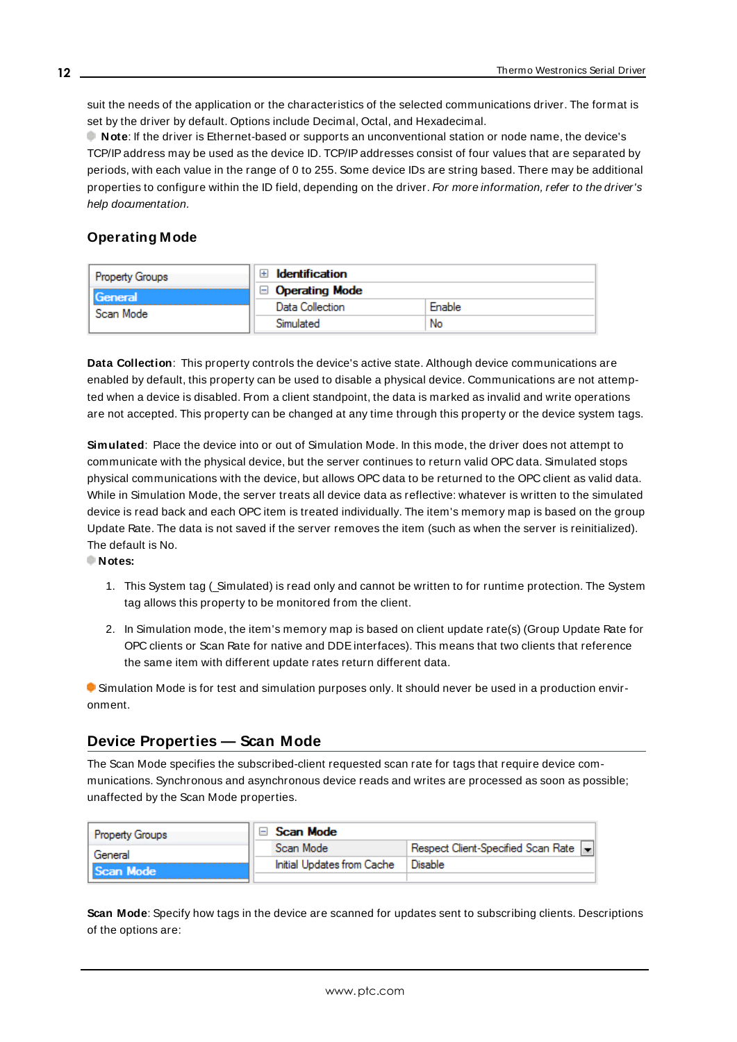suit the needs of the application or the characteristics of the selected communications driver. The format is set by the driver by default. Options include Decimal, Octal, and Hexadecimal.

**Note**: If the driver is Ethernet-based or supports an unconventional station or node name, the device's TCP/IP address may be used as the device ID. TCP/IP addresses consist of four values that are separated by periods, with each value in the range of 0 to 255. Some device IDs are string based. There may be additional properties to configure within the ID field, depending on the driver. *For more information, refer to the driver's help documentation.*

### Operating Mode

| Property Groups | | |
|---|---|---|
| **General** | ⊞ **Identification** | |
| Scan Mode | ⊟ **Operating Mode** | |
| | Data Collection | Enable |
| | Simulated | No |

**Data Collection**: This property controls the device's active state. Although device communications are enabled by default, this property can be used to disable a physical device. Communications are not attempted when a device is disabled. From a client standpoint, the data is marked as invalid and write operations are not accepted. This property can be changed at any time through this property or the device system tags.

**Simulated**: Place the device into or out of Simulation Mode. In this mode, the driver does not attempt to communicate with the physical device, but the server continues to return valid OPC data. Simulated stops physical communications with the device, but allows OPC data to be returned to the OPC client as valid data. While in Simulation Mode, the server treats all device data as reflective: whatever is written to the simulated device is read back and each OPC item is treated individually. The item's memory map is based on the group Update Rate. The data is not saved if the server removes the item (such as when the server is reinitialized). The default is No.

**Notes:**

1. This System tag (_Simulated) is read only and cannot be written to for runtime protection. The System tag allows this property to be monitored from the client.

2. In Simulation mode, the item's memory map is based on client update rate(s) (Group Update Rate for OPC clients or Scan Rate for native and DDE interfaces). This means that two clients that reference the same item with different update rates return different data.

Simulation Mode is for test and simulation purposes only. It should never be used in a production environment.

## Device Properties — Scan Mode

The Scan Mode specifies the subscribed-client requested scan rate for tags that require device communications. Synchronous and asynchronous device reads and writes are processed as soon as possible; unaffected by the Scan Mode properties.

| Property Groups | | |
|---|---|---|
| General | ⊟ **Scan Mode** | |
| **Scan Mode** | Scan Mode | Respect Client-Specified Scan Rate |
| | Initial Updates from Cache | Disable |

**Scan Mode**: Specify how tags in the device are scanned for updates sent to subscribing clients. Descriptions of the options are: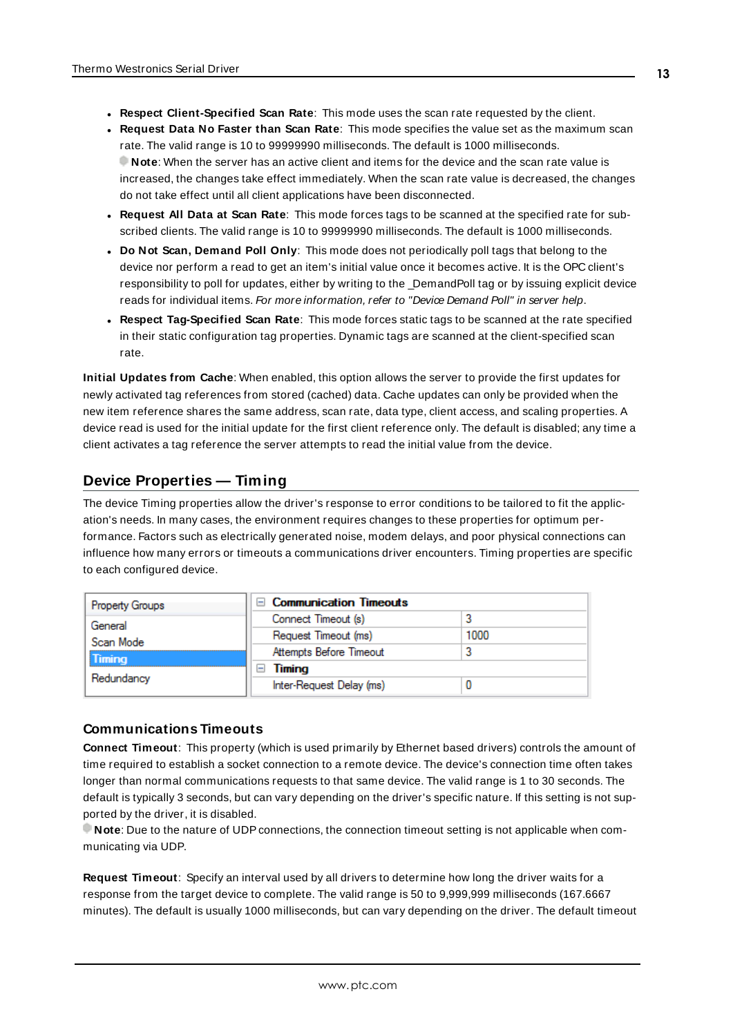- **Respect Client-Specified Scan Rate**: This mode uses the scan rate requested by the client.
- **Request Data No Faster than Scan Rate**: This mode specifies the value set as the maximum scan rate. The valid range is 10 to 99999990 milliseconds. The default is 1000 milliseconds.
  **Note**: When the server has an active client and items for the device and the scan rate value is increased, the changes take effect immediately. When the scan rate value is decreased, the changes do not take effect until all client applications have been disconnected.
- **Request All Data at Scan Rate**: This mode forces tags to be scanned at the specified rate for subscribed clients. The valid range is 10 to 99999990 milliseconds. The default is 1000 milliseconds.
- **Do Not Scan, Demand Poll Only**: This mode does not periodically poll tags that belong to the device nor perform a read to get an item's initial value once it becomes active. It is the OPC client's responsibility to poll for updates, either by writing to the _DemandPoll tag or by issuing explicit device reads for individual items. *For more information, refer to "Device Demand Poll" in server help*.
- **Respect Tag-Specified Scan Rate**: This mode forces static tags to be scanned at the rate specified in their static configuration tag properties. Dynamic tags are scanned at the client-specified scan rate.

**Initial Updates from Cache**: When enabled, this option allows the server to provide the first updates for newly activated tag references from stored (cached) data. Cache updates can only be provided when the new item reference shares the same address, scan rate, data type, client access, and scaling properties. A device read is used for the initial update for the first client reference only. The default is disabled; any time a client activates a tag reference the server attempts to read the initial value from the device.

## Device Properties — Timing

The device Timing properties allow the driver's response to error conditions to be tailored to fit the application's needs. In many cases, the environment requires changes to these properties for optimum performance. Factors such as electrically generated noise, modem delays, and poor physical connections can influence how many errors or timeouts a communications driver encounters. Timing properties are specific to each configured device.

| Property Groups | Property | Value |
|---|---|---|
| General | **Communication Timeouts** | |
| Scan Mode | Connect Timeout (s) | 3 |
| **Timing** | Request Timeout (ms) | 1000 |
| Redundancy | Attempts Before Timeout | 3 |
| | **Timing** | |
| | Inter-Request Delay (ms) | 0 |

### Communications Timeouts

**Connect Timeout**: This property (which is used primarily by Ethernet based drivers) controls the amount of time required to establish a socket connection to a remote device. The device's connection time often takes longer than normal communications requests to that same device. The valid range is 1 to 30 seconds. The default is typically 3 seconds, but can vary depending on the driver's specific nature. If this setting is not supported by the driver, it is disabled.

**Note**: Due to the nature of UDP connections, the connection timeout setting is not applicable when communicating via UDP.

**Request Timeout**: Specify an interval used by all drivers to determine how long the driver waits for a response from the target device to complete. The valid range is 50 to 9,999,999 milliseconds (167.6667 minutes). The default is usually 1000 milliseconds, but can vary depending on the driver. The default timeout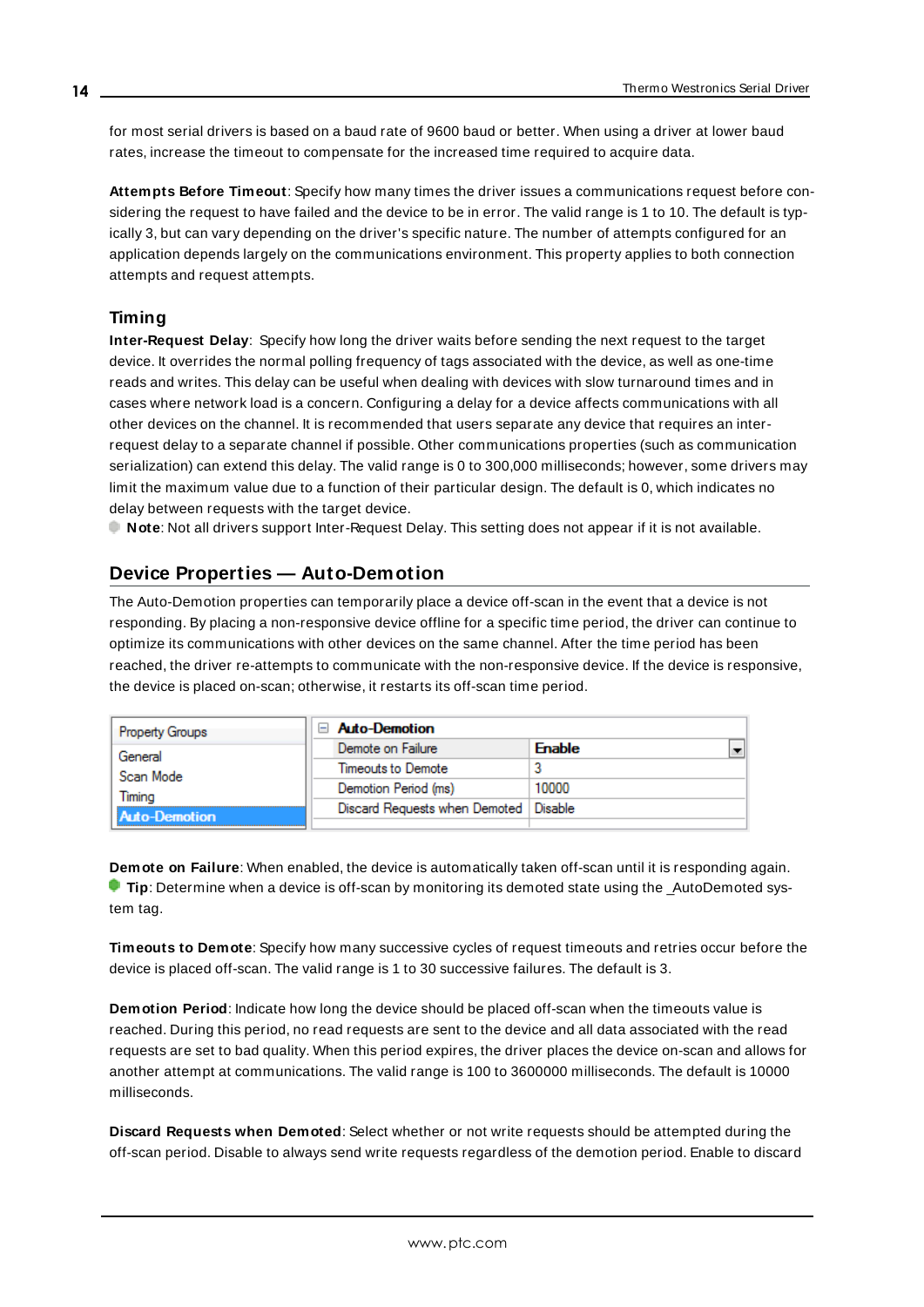for most serial drivers is based on a baud rate of 9600 baud or better. When using a driver at lower baud rates, increase the timeout to compensate for the increased time required to acquire data.

**Attempts Before Timeout**: Specify how many times the driver issues a communications request before considering the request to have failed and the device to be in error. The valid range is 1 to 10. The default is typically 3, but can vary depending on the driver's specific nature. The number of attempts configured for an application depends largely on the communications environment. This property applies to both connection attempts and request attempts.

### Timing

**Inter-Request Delay**: Specify how long the driver waits before sending the next request to the target device. It overrides the normal polling frequency of tags associated with the device, as well as one-time reads and writes. This delay can be useful when dealing with devices with slow turnaround times and in cases where network load is a concern. Configuring a delay for a device affects communications with all other devices on the channel. It is recommended that users separate any device that requires an inter-request delay to a separate channel if possible. Other communications properties (such as communication serialization) can extend this delay. The valid range is 0 to 300,000 milliseconds; however, some drivers may limit the maximum value due to a function of their particular design. The default is 0, which indicates no delay between requests with the target device.

**Note**: Not all drivers support Inter-Request Delay. This setting does not appear if it is not available.

## Device Properties — Auto-Demotion

The Auto-Demotion properties can temporarily place a device off-scan in the event that a device is not responding. By placing a non-responsive device offline for a specific time period, the driver can continue to optimize its communications with other devices on the same channel. After the time period has been reached, the driver re-attempts to communicate with the non-responsive device. If the device is responsive, the device is placed on-scan; otherwise, it restarts its off-scan time period.

| Property Groups | Auto-Demotion | |
|---|---|---|
| General | Demote on Failure | Enable |
| Scan Mode | Timeouts to Demote | 3 |
| Timing | Demotion Period (ms) | 10000 |
| Auto-Demotion | Discard Requests when Demoted | Disable |

**Demote on Failure**: When enabled, the device is automatically taken off-scan until it is responding again.
**Tip**: Determine when a device is off-scan by monitoring its demoted state using the _AutoDemoted system tag.

**Timeouts to Demote**: Specify how many successive cycles of request timeouts and retries occur before the device is placed off-scan. The valid range is 1 to 30 successive failures. The default is 3.

**Demotion Period**: Indicate how long the device should be placed off-scan when the timeouts value is reached. During this period, no read requests are sent to the device and all data associated with the read requests are set to bad quality. When this period expires, the driver places the device on-scan and allows for another attempt at communications. The valid range is 100 to 3600000 milliseconds. The default is 10000 milliseconds.

**Discard Requests when Demoted**: Select whether or not write requests should be attempted during the off-scan period. Disable to always send write requests regardless of the demotion period. Enable to discard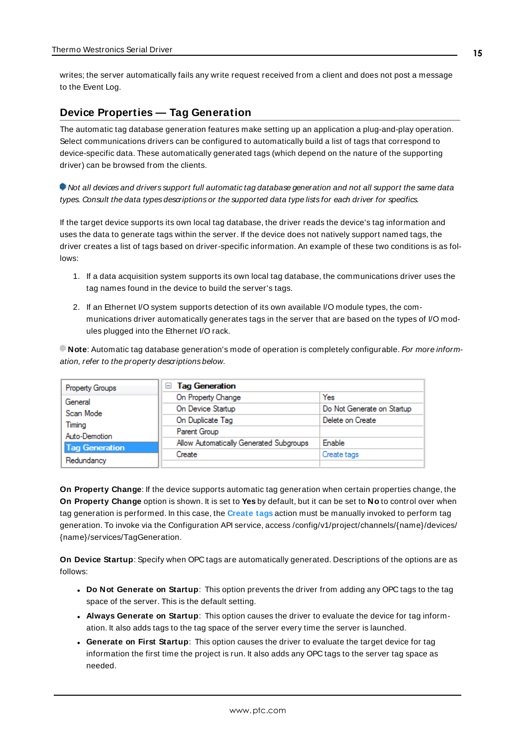writes; the server automatically fails any write request received from a client and does not post a message to the Event Log.

## Device Properties — Tag Generation

The automatic tag database generation features make setting up an application a plug-and-play operation. Select communications drivers can be configured to automatically build a list of tags that correspond to device-specific data. These automatically generated tags (which depend on the nature of the supporting driver) can be browsed from the clients.

*Not all devices and drivers support full automatic tag database generation and not all support the same data types. Consult the data types descriptions or the supported data type lists for each driver for specifics.*

If the target device supports its own local tag database, the driver reads the device's tag information and uses the data to generate tags within the server. If the device does not natively support named tags, the driver creates a list of tags based on driver-specific information. An example of these two conditions is as follows:

1. If a data acquisition system supports its own local tag database, the communications driver uses the tag names found in the device to build the server's tags.
2. If an Ethernet I/O system supports detection of its own available I/O module types, the communications driver automatically generates tags in the server that are based on the types of I/O modules plugged into the Ethernet I/O rack.

**Note**: Automatic tag database generation's mode of operation is completely configurable. *For more information, refer to the property descriptions below.*

| Property Groups | Tag Generation | |
|---|---|---|
| General | On Property Change | Yes |
| Scan Mode | On Device Startup | Do Not Generate on Startup |
| Timing | On Duplicate Tag | Delete on Create |
| Auto-Demotion | Parent Group | |
| **Tag Generation** | Allow Automatically Generated Subgroups | Enable |
| Redundancy | Create | Create tags |

**On Property Change**: If the device supports automatic tag generation when certain properties change, the **On Property Change** option is shown. It is set to **Yes** by default, but it can be set to **No** to control over when tag generation is performed. In this case, the **Create tags** action must be manually invoked to perform tag generation. To invoke via the Configuration API service, access /config/v1/project/channels/{name}/devices/{name}/services/TagGeneration.

**On Device Startup**: Specify when OPC tags are automatically generated. Descriptions of the options are as follows:

- **Do Not Generate on Startup**: This option prevents the driver from adding any OPC tags to the tag space of the server. This is the default setting.
- **Always Generate on Startup**: This option causes the driver to evaluate the device for tag information. It also adds tags to the tag space of the server every time the server is launched.
- **Generate on First Startup**: This option causes the driver to evaluate the target device for tag information the first time the project is run. It also adds any OPC tags to the server tag space as needed.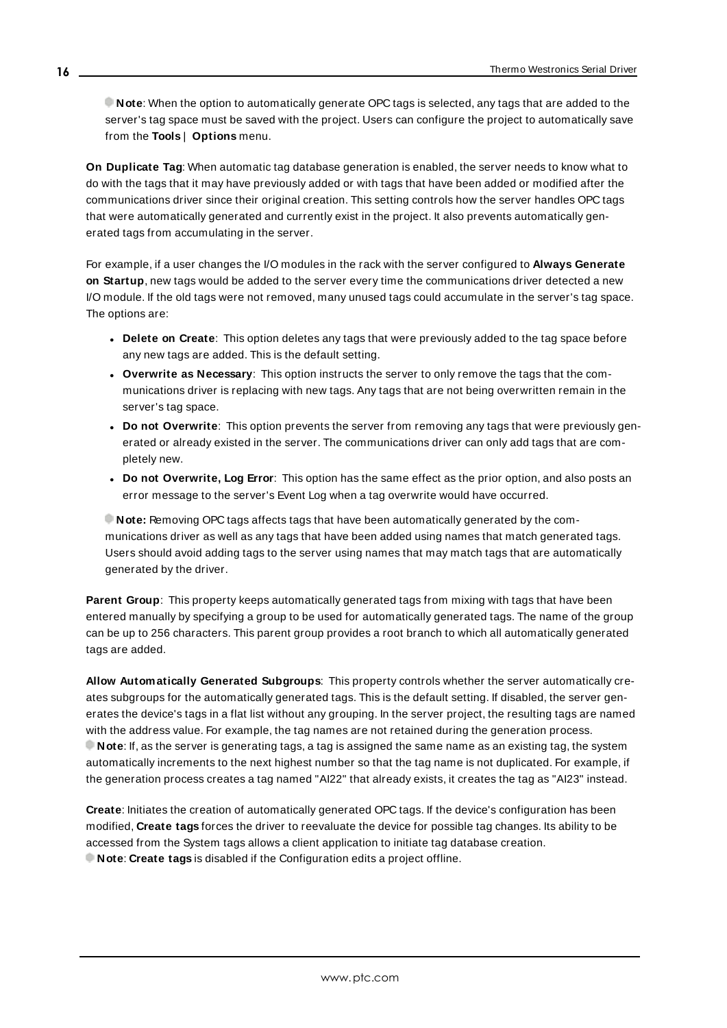**Note**: When the option to automatically generate OPC tags is selected, any tags that are added to the server's tag space must be saved with the project. Users can configure the project to automatically save from the **Tools** | **Options** menu.

**On Duplicate Tag**: When automatic tag database generation is enabled, the server needs to know what to do with the tags that it may have previously added or with tags that have been added or modified after the communications driver since their original creation. This setting controls how the server handles OPC tags that were automatically generated and currently exist in the project. It also prevents automatically generated tags from accumulating in the server.

For example, if a user changes the I/O modules in the rack with the server configured to **Always Generate on Startup**, new tags would be added to the server every time the communications driver detected a new I/O module. If the old tags were not removed, many unused tags could accumulate in the server's tag space. The options are:

- **Delete on Create**: This option deletes any tags that were previously added to the tag space before any new tags are added. This is the default setting.
- **Overwrite as Necessary**: This option instructs the server to only remove the tags that the communications driver is replacing with new tags. Any tags that are not being overwritten remain in the server's tag space.
- **Do not Overwrite**: This option prevents the server from removing any tags that were previously generated or already existed in the server. The communications driver can only add tags that are completely new.
- **Do not Overwrite, Log Error**: This option has the same effect as the prior option, and also posts an error message to the server's Event Log when a tag overwrite would have occurred.

**Note:** Removing OPC tags affects tags that have been automatically generated by the communications driver as well as any tags that have been added using names that match generated tags. Users should avoid adding tags to the server using names that may match tags that are automatically generated by the driver.

**Parent Group**: This property keeps automatically generated tags from mixing with tags that have been entered manually by specifying a group to be used for automatically generated tags. The name of the group can be up to 256 characters. This parent group provides a root branch to which all automatically generated tags are added.

**Allow Automatically Generated Subgroups**: This property controls whether the server automatically creates subgroups for the automatically generated tags. This is the default setting. If disabled, the server generates the device's tags in a flat list without any grouping. In the server project, the resulting tags are named with the address value. For example, the tag names are not retained during the generation process.
**Note**: If, as the server is generating tags, a tag is assigned the same name as an existing tag, the system automatically increments to the next highest number so that the tag name is not duplicated. For example, if the generation process creates a tag named "AI22" that already exists, it creates the tag as "AI23" instead.

**Create**: Initiates the creation of automatically generated OPC tags. If the device's configuration has been modified, **Create tags** forces the driver to reevaluate the device for possible tag changes. Its ability to be accessed from the System tags allows a client application to initiate tag database creation.
**Note**: **Create tags** is disabled if the Configuration edits a project offline.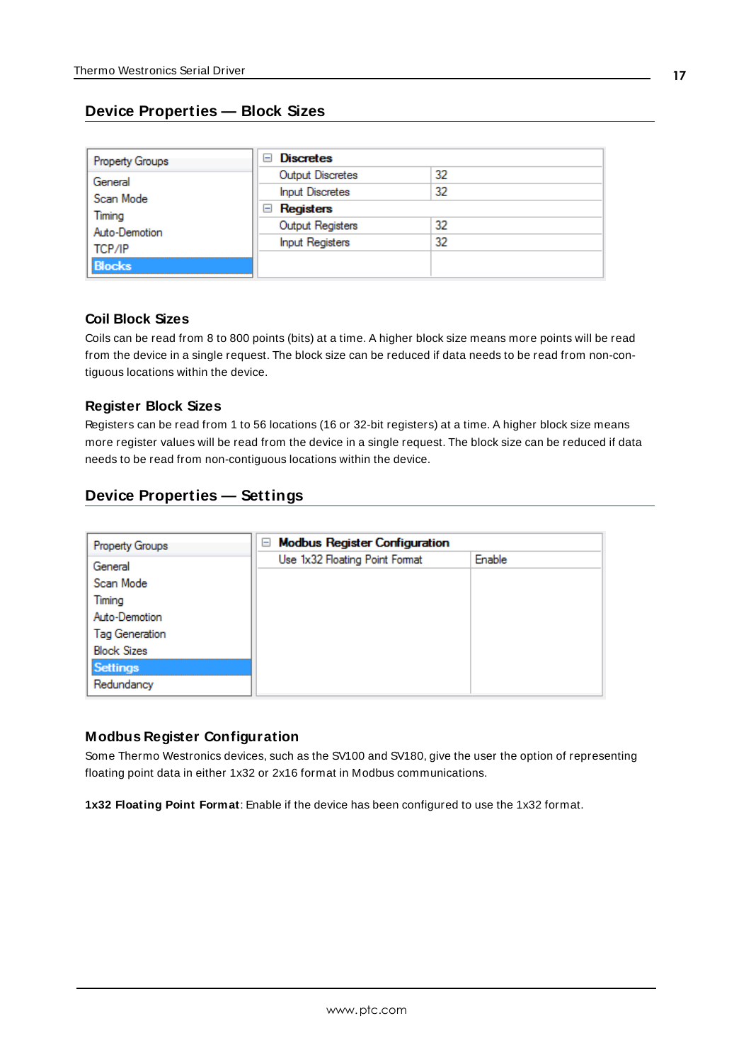## Device Properties — Block Sizes

| Property Groups | Discretes | |
|---|---|---|
| General | Output Discretes | 32 |
| Scan Mode | Input Discretes | 32 |
| Timing | **Registers** | |
| Auto-Demotion | Output Registers | 32 |
| TCP/IP | Input Registers | 32 |
| **Blocks** | | |

### Coil Block Sizes

Coils can be read from 8 to 800 points (bits) at a time. A higher block size means more points will be read from the device in a single request. The block size can be reduced if data needs to be read from non-contiguous locations within the device.

### Register Block Sizes

Registers can be read from 1 to 56 locations (16 or 32-bit registers) at a time. A higher block size means more register values will be read from the device in a single request. The block size can be reduced if data needs to be read from non-contiguous locations within the device.

## Device Properties — Settings

| Property Groups | Modbus Register Configuration | |
|---|---|---|
| General | Use 1x32 Floating Point Format | Enable |
| Scan Mode | | |
| Timing | | |
| Auto-Demotion | | |
| Tag Generation | | |
| Block Sizes | | |
| **Settings** | | |
| Redundancy | | |

### Modbus Register Configuration

Some Thermo Westronics devices, such as the SV100 and SV180, give the user the option of representing floating point data in either 1x32 or 2x16 format in Modbus communications.

**1x32 Floating Point Format**: Enable if the device has been configured to use the 1x32 format.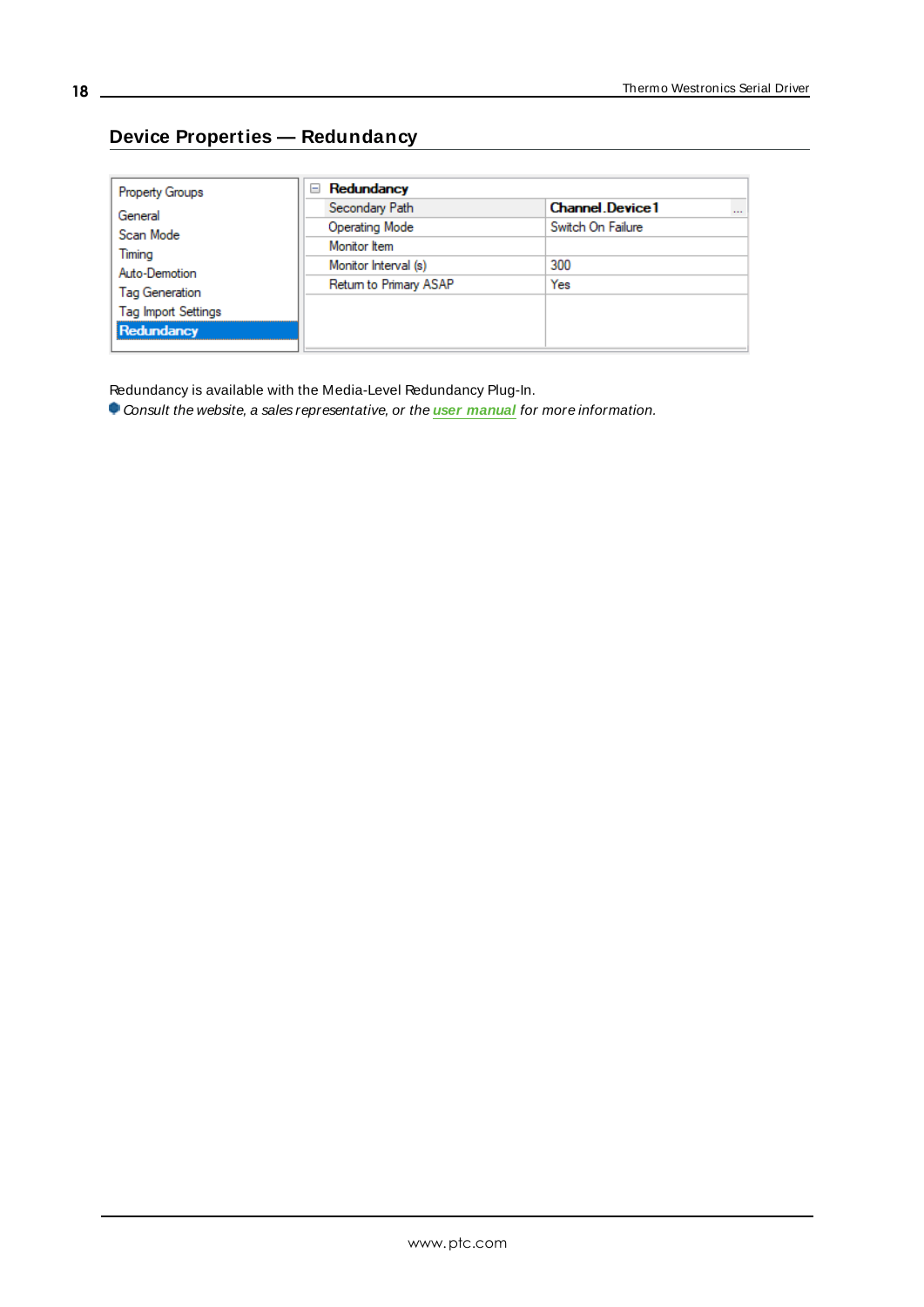## Device Properties — Redundancy

| Property Groups | Redundancy | |
|---|---|---|
| General | Secondary Path | Channel.Device1 |
| Scan Mode | Operating Mode | Switch On Failure |
| Timing | Monitor Item | |
| Auto-Demotion | Monitor Interval (s) | 300 |
| Tag Generation | Return to Primary ASAP | Yes |
| Tag Import Settings | | |
| Redundancy | | |

Redundancy is available with the Media-Level Redundancy Plug-In.

*Consult the website, a sales representative, or the* ***user manual*** *for more information.*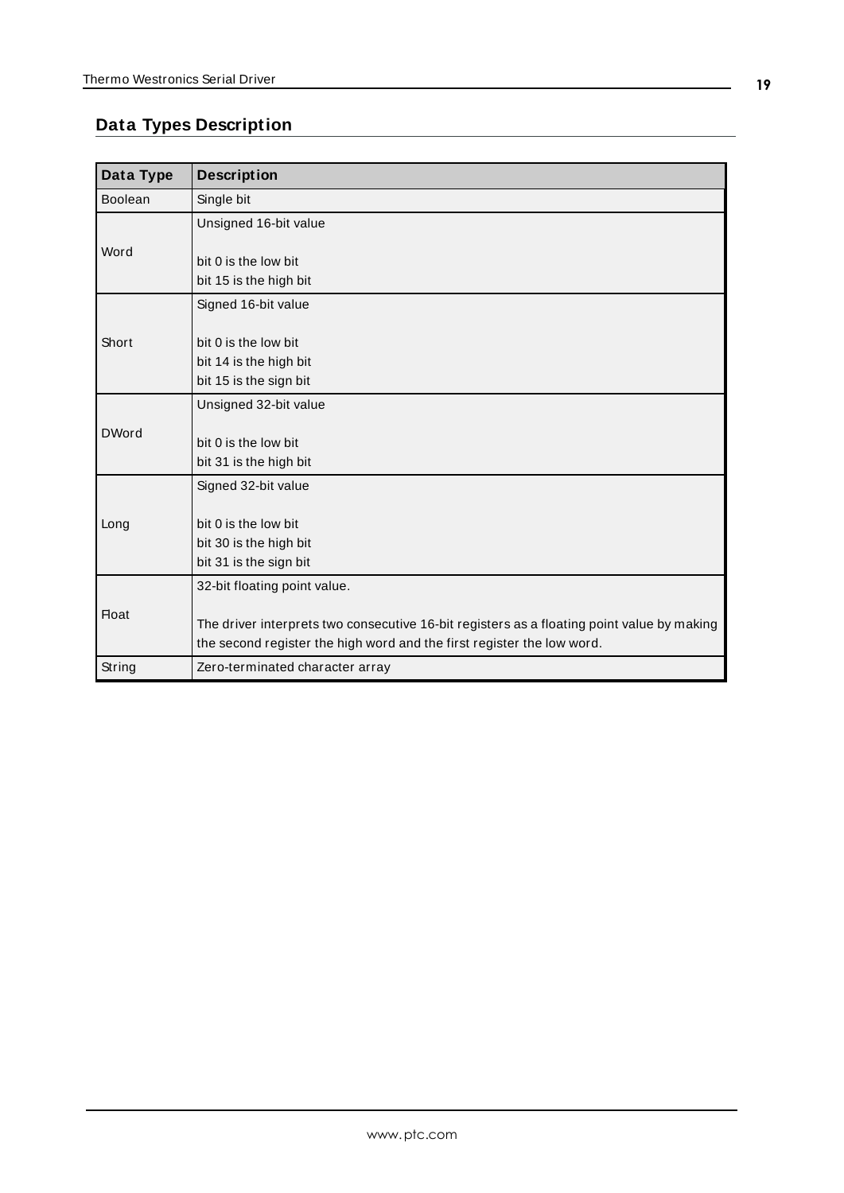## Data Types Description

| Data Type | Description |
|---|---|
| Boolean | Single bit |
| Word | Unsigned 16-bit value<br><br>bit 0 is the low bit<br>bit 15 is the high bit |
| Short | Signed 16-bit value<br><br>bit 0 is the low bit<br>bit 14 is the high bit<br>bit 15 is the sign bit |
| DWord | Unsigned 32-bit value<br><br>bit 0 is the low bit<br>bit 31 is the high bit |
| Long | Signed 32-bit value<br><br>bit 0 is the low bit<br>bit 30 is the high bit<br>bit 31 is the sign bit |
| Float | 32-bit floating point value.<br><br>The driver interprets two consecutive 16-bit registers as a floating point value by making the second register the high word and the first register the low word. |
| String | Zero-terminated character array |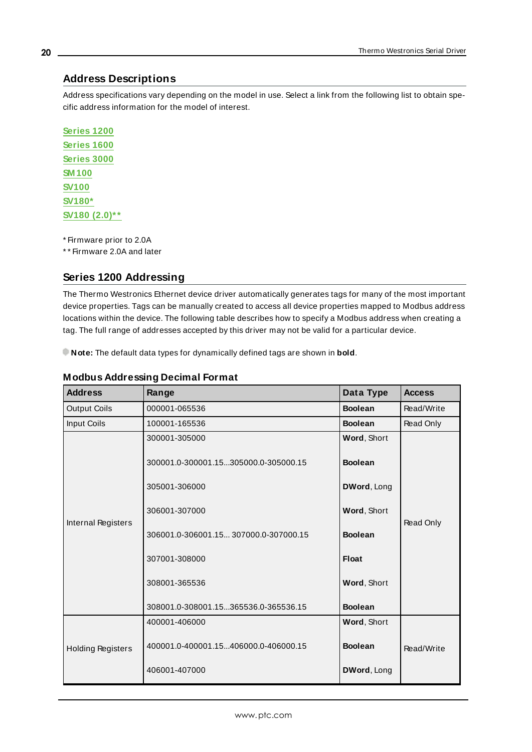## Address Descriptions

Address specifications vary depending on the model in use. Select a link from the following list to obtain specific address information for the model of interest.

**Series 1200**
**Series 1600**
**Series 3000**
**SM100**
**SV100**
**SV180***
**SV180 (2.0)****

* Firmware prior to 2.0A
** Firmware 2.0A and later

## Series 1200 Addressing

The Thermo Westronics Ethernet device driver automatically generates tags for many of the most important device properties. Tags can be manually created to access all device properties mapped to Modbus address locations within the device. The following table describes how to specify a Modbus address when creating a tag. The full range of addresses accepted by this driver may not be valid for a particular device.

**Note:** The default data types for dynamically defined tags are shown in **bold**.

### Modbus Addressing Decimal Format

| Address | Range | Data Type | Access |
|---|---|---|---|
| Output Coils | 000001-065536 | **Boolean** | Read/Write |
| Input Coils | 100001-165536 | **Boolean** | Read Only |
| Internal Registers | 300001-305000 | **Word**, Short | Read Only |
| | 300001.0-300001.15...305000.0-305000.15 | **Boolean** | |
| | 305001-306000 | **DWord**, Long | |
| | 306001-307000 | **Word**, Short | |
| | 306001.0-306001.15... 307000.0-307000.15 | **Boolean** | |
| | 307001-308000 | **Float** | |
| | 308001-365536 | **Word**, Short | |
| | 308001.0-308001.15...365536.0-365536.15 | **Boolean** | |
| Holding Registers | 400001-406000 | **Word**, Short | Read/Write |
| | 400001.0-400001.15...406000.0-406000.15 | **Boolean** | |
| | 406001-407000 | **DWord**, Long | |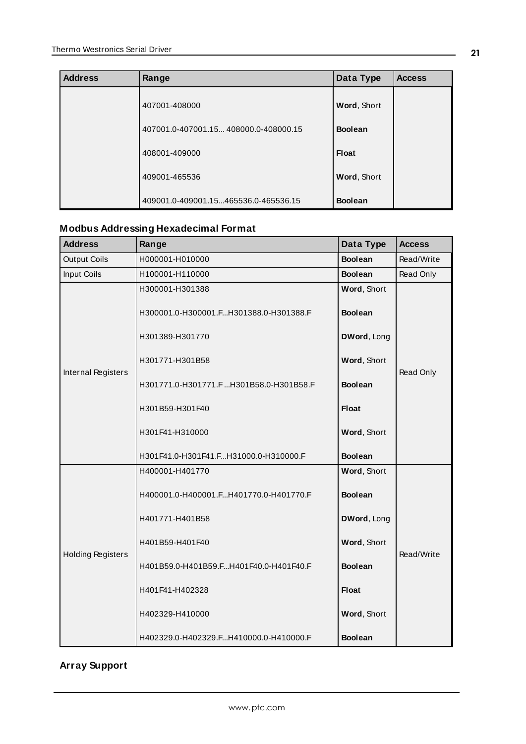| Address | Range | Data Type | Access |
|---|---|---|---|
| | 407001-408000 | **Word**, Short | |
| | 407001.0-407001.15... 408000.0-408000.15 | **Boolean** | |
| | 408001-409000 | **Float** | |
| | 409001-465536 | **Word**, Short | |
| | 409001.0-409001.15...465536.0-465536.15 | **Boolean** | |

### Modbus Addressing Hexadecimal Format

| Address | Range | Data Type | Access |
|---|---|---|---|
| Output Coils | H000001-H010000 | **Boolean** | Read/Write |
| Input Coils | H100001-H110000 | **Boolean** | Read Only |
| Internal Registers | H300001-H301388 | **Word**, Short | Read Only |
| | H300001.0-H300001.F...H301388.0-H301388.F | **Boolean** | |
| | H301389-H301770 | **DWord**, Long | |
| | H301771-H301B58 | **Word**, Short | |
| | H301771.0-H301771.F ...H301B58.0-H301B58.F | **Boolean** | |
| | H301B59-H301F40 | **Float** | |
| | H301F41-H310000 | **Word**, Short | |
| | H301F41.0-H301F41.F...H31000.0-H310000.F | **Boolean** | |
| Holding Registers | H400001-H401770 | **Word**, Short | Read/Write |
| | H400001.0-H400001.F...H401770.0-H401770.F | **Boolean** | |
| | H401771-H401B58 | **DWord**, Long | |
| | H401B59-H401F40 | **Word**, Short | |
| | H401B59.0-H401B59.F...H401F40.0-H401F40.F | **Boolean** | |
| | H401F41-H402328 | **Float** | |
| | H402329-H410000 | **Word**, Short | |
| | H402329.0-H402329.F...H410000.0-H410000.F | **Boolean** | |

### Array Support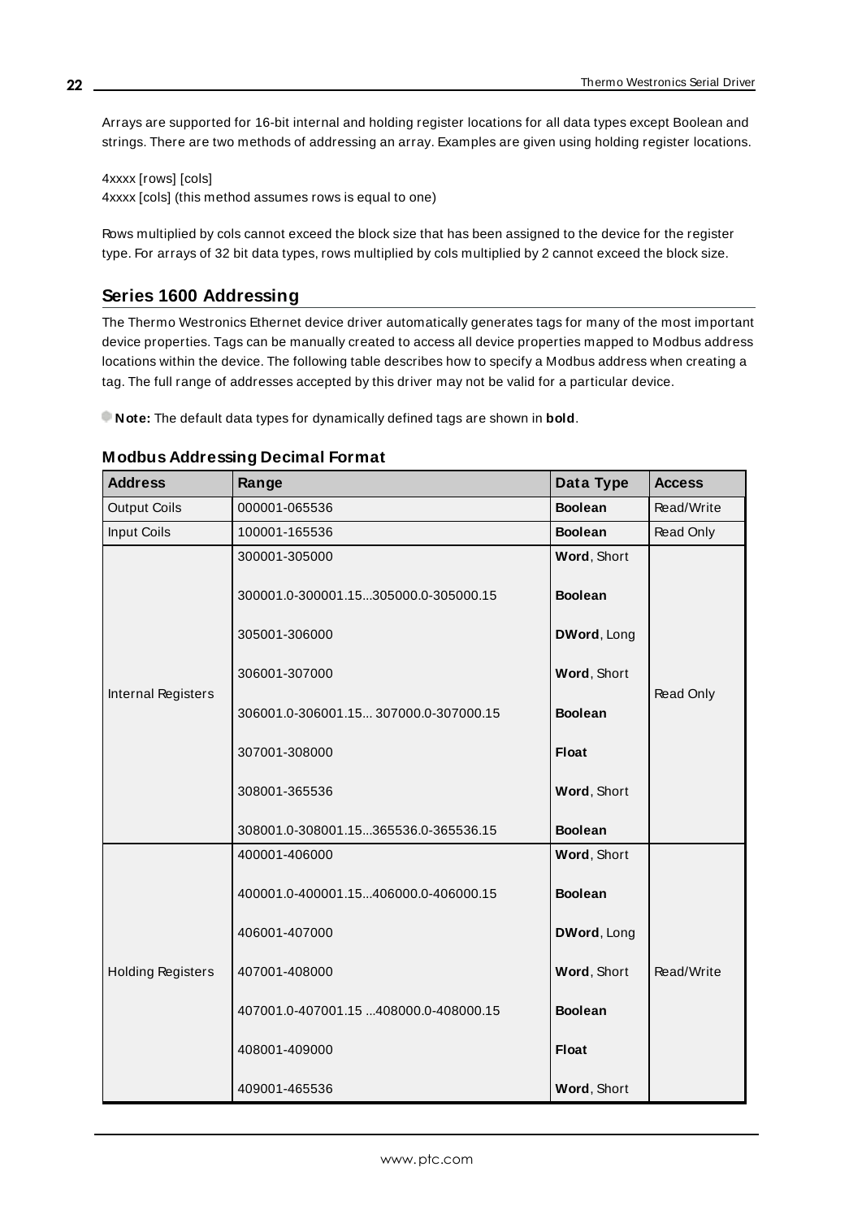Arrays are supported for 16-bit internal and holding register locations for all data types except Boolean and strings. There are two methods of addressing an array. Examples are given using holding register locations.

4xxxx [rows] [cols]
4xxxx [cols] (this method assumes rows is equal to one)

Rows multiplied by cols cannot exceed the block size that has been assigned to the device for the register type. For arrays of 32 bit data types, rows multiplied by cols multiplied by 2 cannot exceed the block size.

## Series 1600 Addressing

The Thermo Westronics Ethernet device driver automatically generates tags for many of the most important device properties. Tags can be manually created to access all device properties mapped to Modbus address locations within the device. The following table describes how to specify a Modbus address when creating a tag. The full range of addresses accepted by this driver may not be valid for a particular device.

**Note:** The default data types for dynamically defined tags are shown in **bold**.

### Modbus Addressing Decimal Format

| Address | Range | Data Type | Access |
|---|---|---|---|
| Output Coils | 000001-065536 | **Boolean** | Read/Write |
| Input Coils | 100001-165536 | **Boolean** | Read Only |
| Internal Registers | 300001-305000 | **Word**, Short | Read Only |
| | 300001.0-300001.15...305000.0-305000.15 | **Boolean** | |
| | 305001-306000 | **DWord**, Long | |
| | 306001-307000 | **Word**, Short | |
| | 306001.0-306001.15... 307000.0-307000.15 | **Boolean** | |
| | 307001-308000 | **Float** | |
| | 308001-365536 | **Word**, Short | |
| | 308001.0-308001.15...365536.0-365536.15 | **Boolean** | |
| Holding Registers | 400001-406000 | **Word**, Short | Read/Write |
| | 400001.0-400001.15...406000.0-406000.15 | **Boolean** | |
| | 406001-407000 | **DWord**, Long | |
| | 407001-408000 | **Word**, Short | |
| | 407001.0-407001.15 ...408000.0-408000.15 | **Boolean** | |
| | 408001-409000 | **Float** | |
| | 409001-465536 | **Word**, Short | |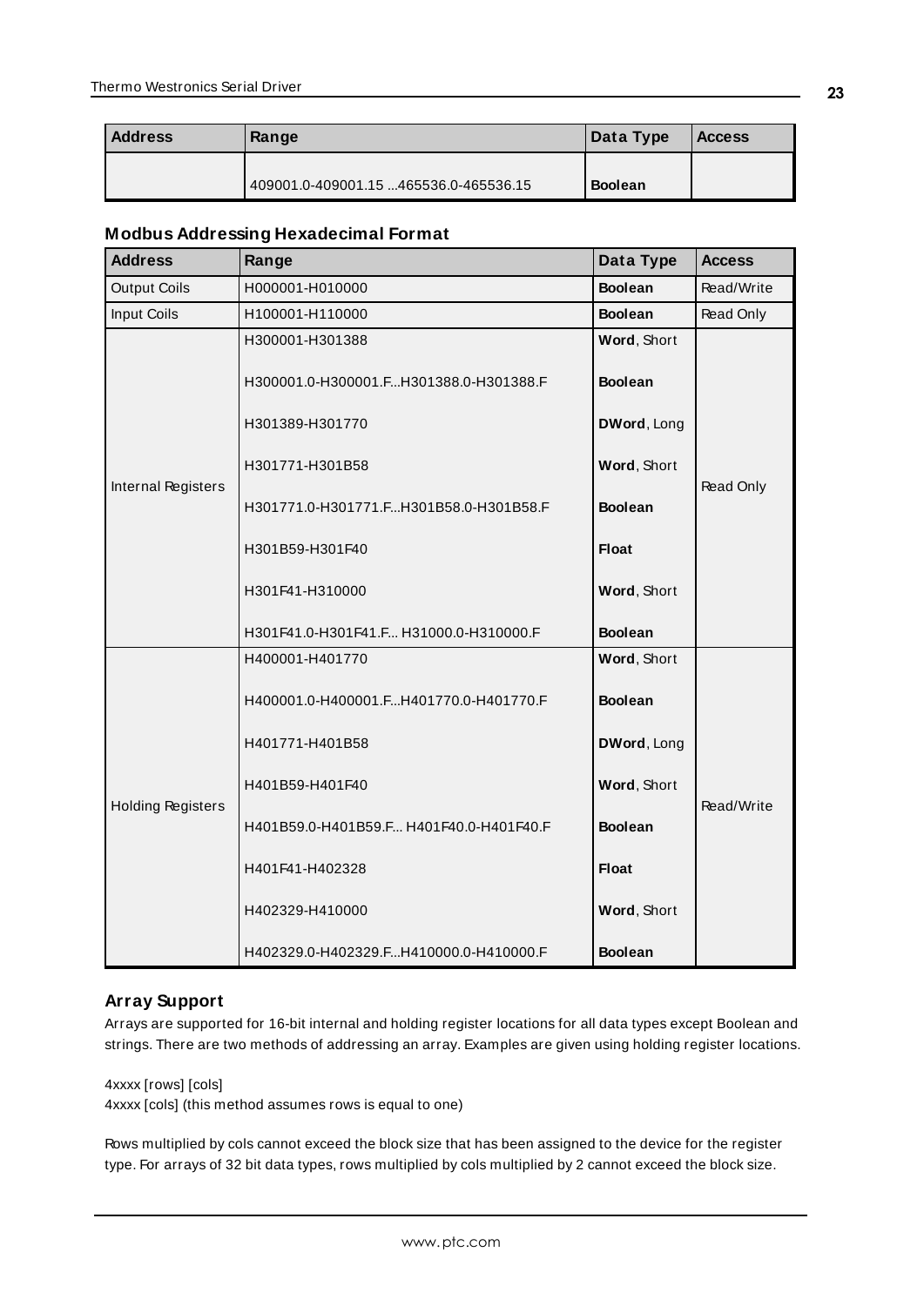| Address | Range | Data Type | Access |
|---|---|---|---|
| | 409001.0-409001.15 ...465536.0-465536.15 | **Boolean** | |

### Modbus Addressing Hexadecimal Format

| Address | Range | Data Type | Access |
|---|---|---|---|
| Output Coils | H000001-H010000 | **Boolean** | Read/Write |
| Input Coils | H100001-H110000 | **Boolean** | Read Only |
| Internal Registers | H300001-H301388 | **Word**, Short | Read Only |
| | H300001.0-H300001.F...H301388.0-H301388.F | **Boolean** | |
| | H301389-H301770 | **DWord**, Long | |
| | H301771-H301B58 | **Word**, Short | |
| | H301771.0-H301771.F...H301B58.0-H301B58.F | **Boolean** | |
| | H301B59-H301F40 | **Float** | |
| | H301F41-H310000 | **Word**, Short | |
| | H301F41.0-H301F41.F... H31000.0-H310000.F | **Boolean** | |
| Holding Registers | H400001-H401770 | **Word**, Short | Read/Write |
| | H400001.0-H400001.F...H401770.0-H401770.F | **Boolean** | |
| | H401771-H401B58 | **DWord**, Long | |
| | H401B59-H401F40 | **Word**, Short | |
| | H401B59.0-H401B59.F... H401F40.0-H401F40.F | **Boolean** | |
| | H401F41-H402328 | **Float** | |
| | H402329-H410000 | **Word**, Short | |
| | H402329.0-H402329.F...H410000.0-H410000.F | **Boolean** | |

### Array Support

Arrays are supported for 16-bit internal and holding register locations for all data types except Boolean and strings. There are two methods of addressing an array. Examples are given using holding register locations.

4xxxx [rows] [cols]
4xxxx [cols] (this method assumes rows is equal to one)

Rows multiplied by cols cannot exceed the block size that has been assigned to the device for the register type. For arrays of 32 bit data types, rows multiplied by cols multiplied by 2 cannot exceed the block size.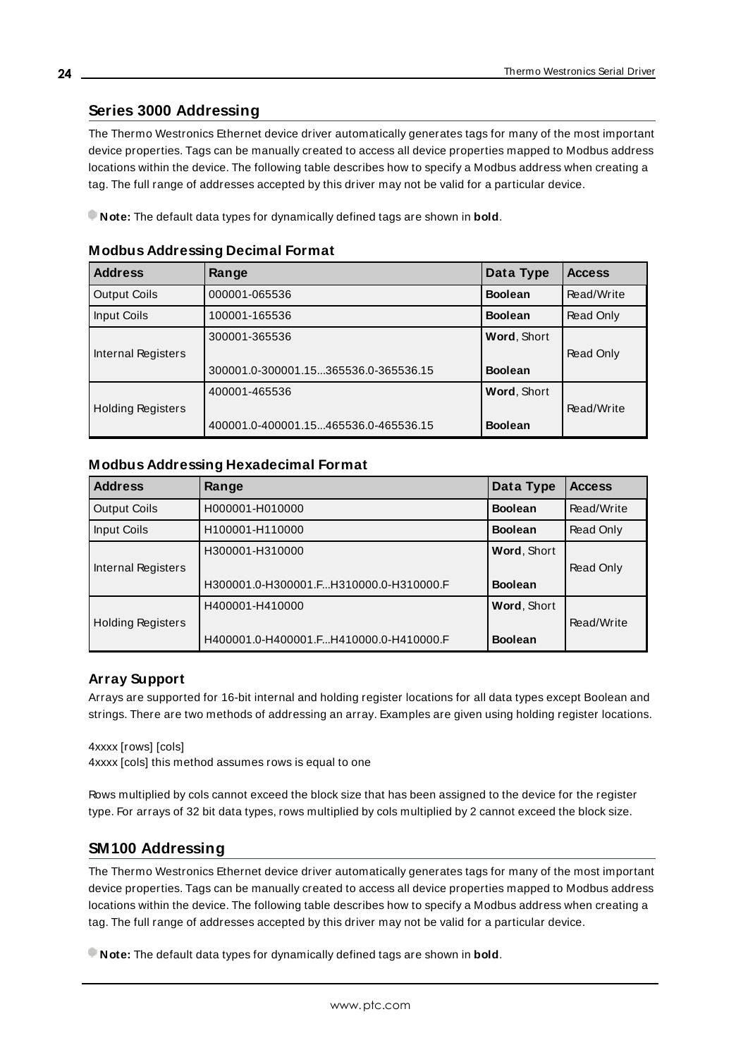## Series 3000 Addressing

The Thermo Westronics Ethernet device driver automatically generates tags for many of the most important device properties. Tags can be manually created to access all device properties mapped to Modbus address locations within the device. The following table describes how to specify a Modbus address when creating a tag. The full range of addresses accepted by this driver may not be valid for a particular device.

**Note:** The default data types for dynamically defined tags are shown in **bold**.

### Modbus Addressing Decimal Format

| Address | Range | Data Type | Access |
|---|---|---|---|
| Output Coils | 000001-065536 | **Boolean** | Read/Write |
| Input Coils | 100001-165536 | **Boolean** | Read Only |
| Internal Registers | 300001-365536 | **Word**, Short | Read Only |
| | 300001.0-300001.15...365536.0-365536.15 | **Boolean** | |
| Holding Registers | 400001-465536 | **Word**, Short | Read/Write |
| | 400001.0-400001.15...465536.0-465536.15 | **Boolean** | |

### Modbus Addressing Hexadecimal Format

| Address | Range | Data Type | Access |
|---|---|---|---|
| Output Coils | H000001-H010000 | **Boolean** | Read/Write |
| Input Coils | H100001-H110000 | **Boolean** | Read Only |
| Internal Registers | H300001-H310000 | **Word**, Short | Read Only |
| | H300001.0-H300001.F...H310000.0-H310000.F | **Boolean** | |
| Holding Registers | H400001-H410000 | **Word**, Short | Read/Write |
| | H400001.0-H400001.F...H410000.0-H410000.F | **Boolean** | |

### Array Support

Arrays are supported for 16-bit internal and holding register locations for all data types except Boolean and strings. There are two methods of addressing an array. Examples are given using holding register locations.

4xxxx [rows] [cols]
4xxxx [cols] this method assumes rows is equal to one

Rows multiplied by cols cannot exceed the block size that has been assigned to the device for the register type. For arrays of 32 bit data types, rows multiplied by cols multiplied by 2 cannot exceed the block size.

## SM100 Addressing

The Thermo Westronics Ethernet device driver automatically generates tags for many of the most important device properties. Tags can be manually created to access all device properties mapped to Modbus address locations within the device. The following table describes how to specify a Modbus address when creating a tag. The full range of addresses accepted by this driver may not be valid for a particular device.

**Note:** The default data types for dynamically defined tags are shown in **bold**.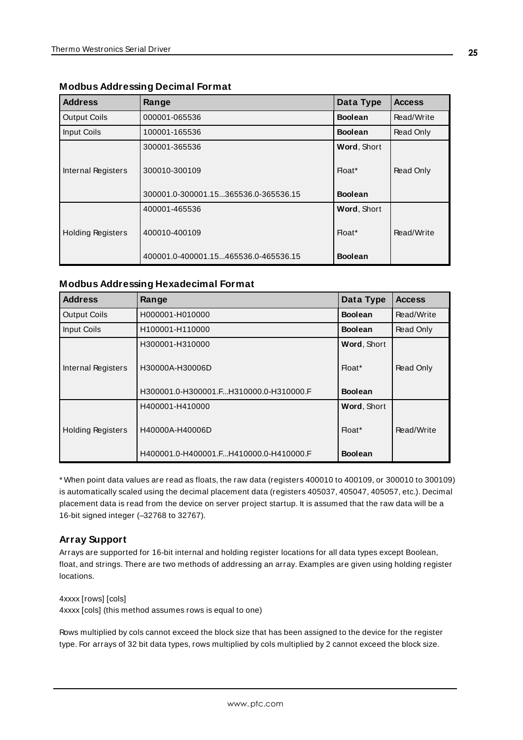### Modbus Addressing Decimal Format

| Address | Range | Data Type | Access |
|---|---|---|---|
| Output Coils | 000001-065536 | **Boolean** | Read/Write |
| Input Coils | 100001-165536 | **Boolean** | Read Only |
| Internal Registers | 300001-365536<br><br>300010-300109<br><br>300001.0-300001.15...365536.0-365536.15 | **Word**, Short<br><br>Float*<br><br>**Boolean** | Read Only |
| Holding Registers | 400001-465536<br><br>400010-400109<br><br>400001.0-400001.15...465536.0-465536.15 | **Word**, Short<br><br>Float*<br><br>**Boolean** | Read/Write |

### Modbus Addressing Hexadecimal Format

| Address | Range | Data Type | Access |
|---|---|---|---|
| Output Coils | H000001-H010000 | **Boolean** | Read/Write |
| Input Coils | H100001-H110000 | **Boolean** | Read Only |
| Internal Registers | H300001-H310000<br><br>H30000A-H30006D<br><br>H300001.0-H300001.F...H310000.0-H310000.F | **Word**, Short<br><br>Float*<br><br>**Boolean** | Read Only |
| Holding Registers | H400001-H410000<br><br>H40000A-H40006D<br><br>H400001.0-H400001.F...H410000.0-H410000.F | **Word**, Short<br><br>Float*<br><br>**Boolean** | Read/Write |

* When point data values are read as floats, the raw data (registers 400010 to 400109, or 300010 to 300109) is automatically scaled using the decimal placement data (registers 405037, 405047, 405057, etc.). Decimal placement data is read from the device on server project startup. It is assumed that the raw data will be a 16-bit signed integer (–32768 to 32767).

### Array Support

Arrays are supported for 16-bit internal and holding register locations for all data types except Boolean, float, and strings. There are two methods of addressing an array. Examples are given using holding register locations.

4xxxx [rows] [cols]
4xxxx [cols] (this method assumes rows is equal to one)

Rows multiplied by cols cannot exceed the block size that has been assigned to the device for the register type. For arrays of 32 bit data types, rows multiplied by cols multiplied by 2 cannot exceed the block size.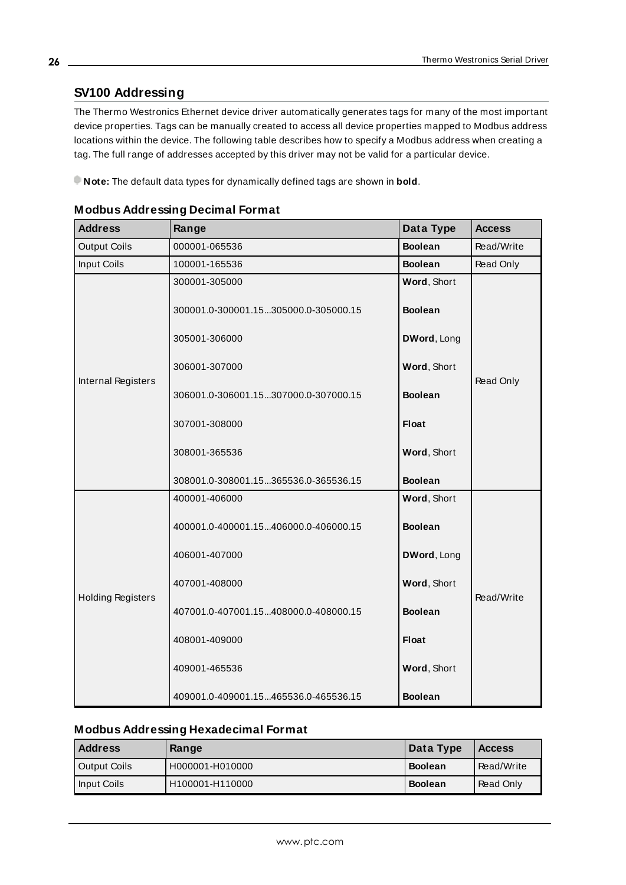## SV100 Addressing

The Thermo Westronics Ethernet device driver automatically generates tags for many of the most important device properties. Tags can be manually created to access all device properties mapped to Modbus address locations within the device. The following table describes how to specify a Modbus address when creating a tag. The full range of addresses accepted by this driver may not be valid for a particular device.

**Note:** The default data types for dynamically defined tags are shown in **bold**.

### Modbus Addressing Decimal Format

| Address | Range | Data Type | Access |
|---|---|---|---|
| Output Coils | 000001-065536 | **Boolean** | Read/Write |
| Input Coils | 100001-165536 | **Boolean** | Read Only |
| Internal Registers | 300001-305000<br><br>300001.0-300001.15...305000.0-305000.15<br><br>305001-306000<br><br>306001-307000<br><br>306001.0-306001.15...307000.0-307000.15<br><br>307001-308000<br><br>308001-365536<br><br>308001.0-308001.15...365536.0-365536.15 | **Word**, Short<br><br>**Boolean**<br><br>**DWord**, Long<br><br>**Word**, Short<br><br>**Boolean**<br><br>**Float**<br><br>**Word**, Short<br><br>**Boolean** | Read Only |
| Holding Registers | 400001-406000<br><br>400001.0-400001.15...406000.0-406000.15<br><br>406001-407000<br><br>407001-408000<br><br>407001.0-407001.15...408000.0-408000.15<br><br>408001-409000<br><br>409001-465536<br><br>409001.0-409001.15...465536.0-465536.15 | **Word**, Short<br><br>**Boolean**<br><br>**DWord**, Long<br><br>**Word**, Short<br><br>**Boolean**<br><br>**Float**<br><br>**Word**, Short<br><br>**Boolean** | Read/Write |

### Modbus Addressing Hexadecimal Format

| Address | Range | Data Type | Access |
|---|---|---|---|
| Output Coils | H000001-H010000 | **Boolean** | Read/Write |
| Input Coils | H100001-H110000 | **Boolean** | Read Only |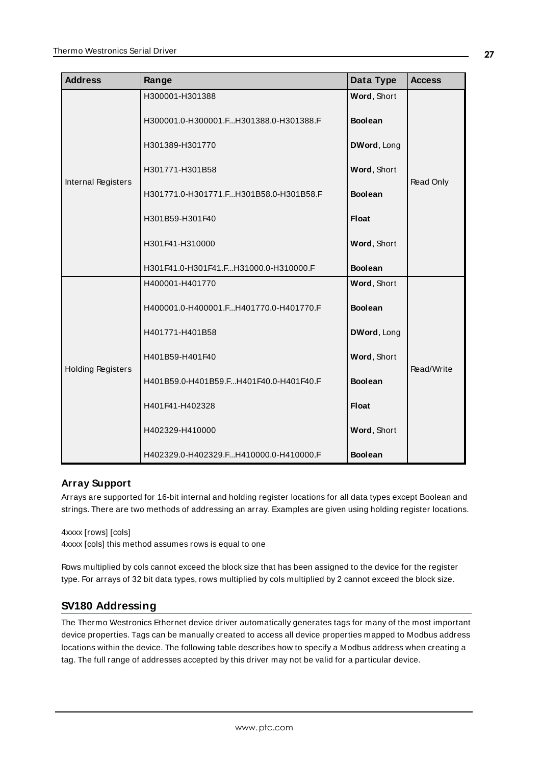| Address | Range | Data Type | Access |
|---|---|---|---|
| Internal Registers | H300001-H301388 | **Word**, Short | Read Only |
| | H300001.0-H300001.F...H301388.0-H301388.F | **Boolean** | |
| | H301389-H301770 | **DWord**, Long | |
| | H301771-H301B58 | **Word**, Short | |
| | H301771.0-H301771.F...H301B58.0-H301B58.F | **Boolean** | |
| | H301B59-H301F40 | **Float** | |
| | H301F41-H310000 | **Word**, Short | |
| | H301F41.0-H301F41.F...H31000.0-H310000.F | **Boolean** | |
| Holding Registers | H400001-H401770 | **Word**, Short | Read/Write |
| | H400001.0-H400001.F...H401770.0-H401770.F | **Boolean** | |
| | H401771-H401B58 | **DWord**, Long | |
| | H401B59-H401F40 | **Word**, Short | |
| | H401B59.0-H401B59.F...H401F40.0-H401F40.F | **Boolean** | |
| | H401F41-H402328 | **Float** | |
| | H402329-H410000 | **Word**, Short | |
| | H402329.0-H402329.F...H410000.0-H410000.F | **Boolean** | |

### Array Support

Arrays are supported for 16-bit internal and holding register locations for all data types except Boolean and strings. There are two methods of addressing an array. Examples are given using holding register locations.

4xxxx [rows] [cols]
4xxxx [cols] this method assumes rows is equal to one

Rows multiplied by cols cannot exceed the block size that has been assigned to the device for the register type. For arrays of 32 bit data types, rows multiplied by cols multiplied by 2 cannot exceed the block size.

## SV180 Addressing

The Thermo Westronics Ethernet device driver automatically generates tags for many of the most important device properties. Tags can be manually created to access all device properties mapped to Modbus address locations within the device. The following table describes how to specify a Modbus address when creating a tag. The full range of addresses accepted by this driver may not be valid for a particular device.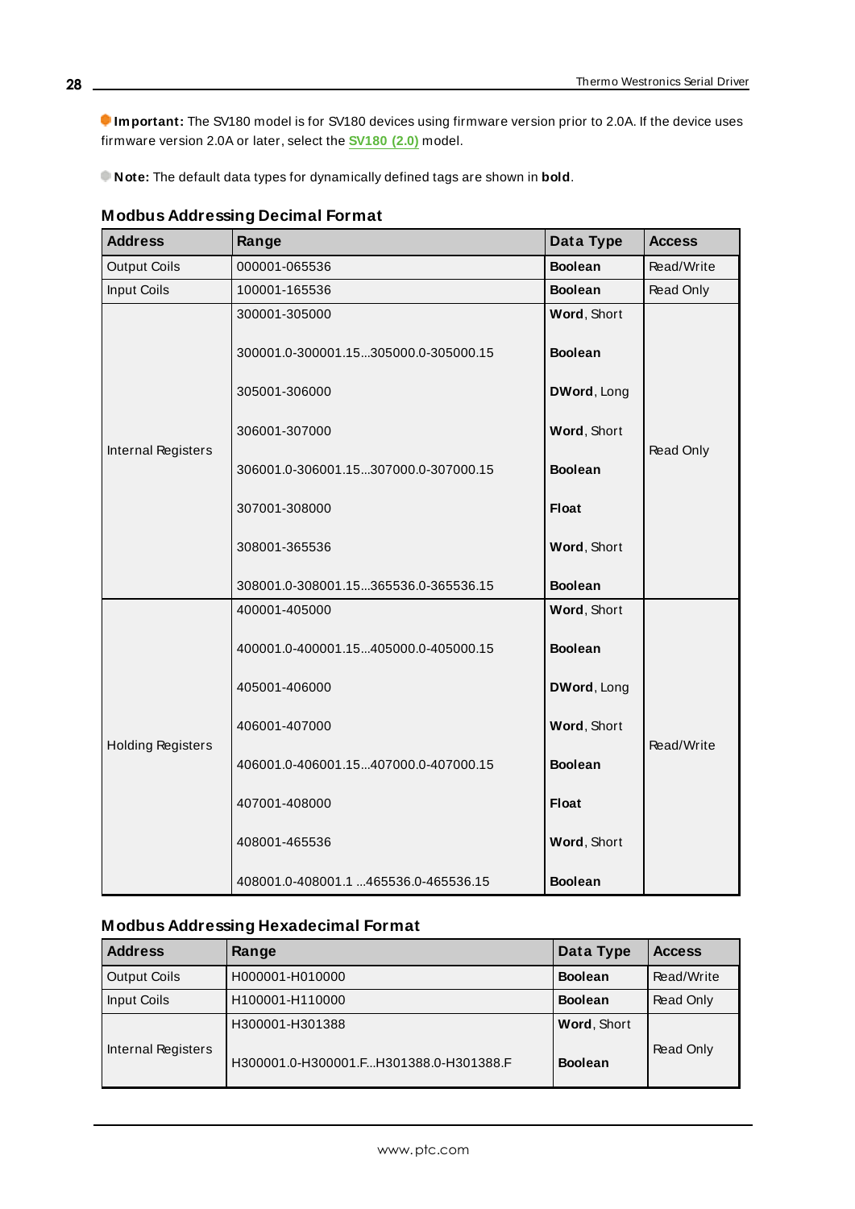**Important:** The SV180 model is for SV180 devices using firmware version prior to 2.0A. If the device uses firmware version 2.0A or later, select the SV180 (2.0) model.

**Note:** The default data types for dynamically defined tags are shown in **bold**.

### Modbus Addressing Decimal Format

| Address | Range | Data Type | Access |
|---|---|---|---|
| Output Coils | 000001-065536 | **Boolean** | Read/Write |
| Input Coils | 100001-165536 | **Boolean** | Read Only |
| Internal Registers | 300001-305000 | **Word**, Short | Read Only |
| | 300001.0-300001.15...305000.0-305000.15 | **Boolean** | |
| | 305001-306000 | **DWord**, Long | |
| | 306001-307000 | **Word**, Short | |
| | 306001.0-306001.15...307000.0-307000.15 | **Boolean** | |
| | 307001-308000 | **Float** | |
| | 308001-365536 | **Word**, Short | |
| | 308001.0-308001.15...365536.0-365536.15 | **Boolean** | |
| Holding Registers | 400001-405000 | **Word**, Short | Read/Write |
| | 400001.0-400001.15...405000.0-405000.15 | **Boolean** | |
| | 405001-406000 | **DWord**, Long | |
| | 406001-407000 | **Word**, Short | |
| | 406001.0-406001.15...407000.0-407000.15 | **Boolean** | |
| | 407001-408000 | **Float** | |
| | 408001-465536 | **Word**, Short | |
| | 408001.0-408001.1 ...465536.0-465536.15 | **Boolean** | |

### Modbus Addressing Hexadecimal Format

| Address | Range | Data Type | Access |
|---|---|---|---|
| Output Coils | H000001-H010000 | **Boolean** | Read/Write |
| Input Coils | H100001-H110000 | **Boolean** | Read Only |
| Internal Registers | H300001-H301388 | **Word**, Short | Read Only |
| | H300001.0-H300001.F...H301388.0-H301388.F | **Boolean** | |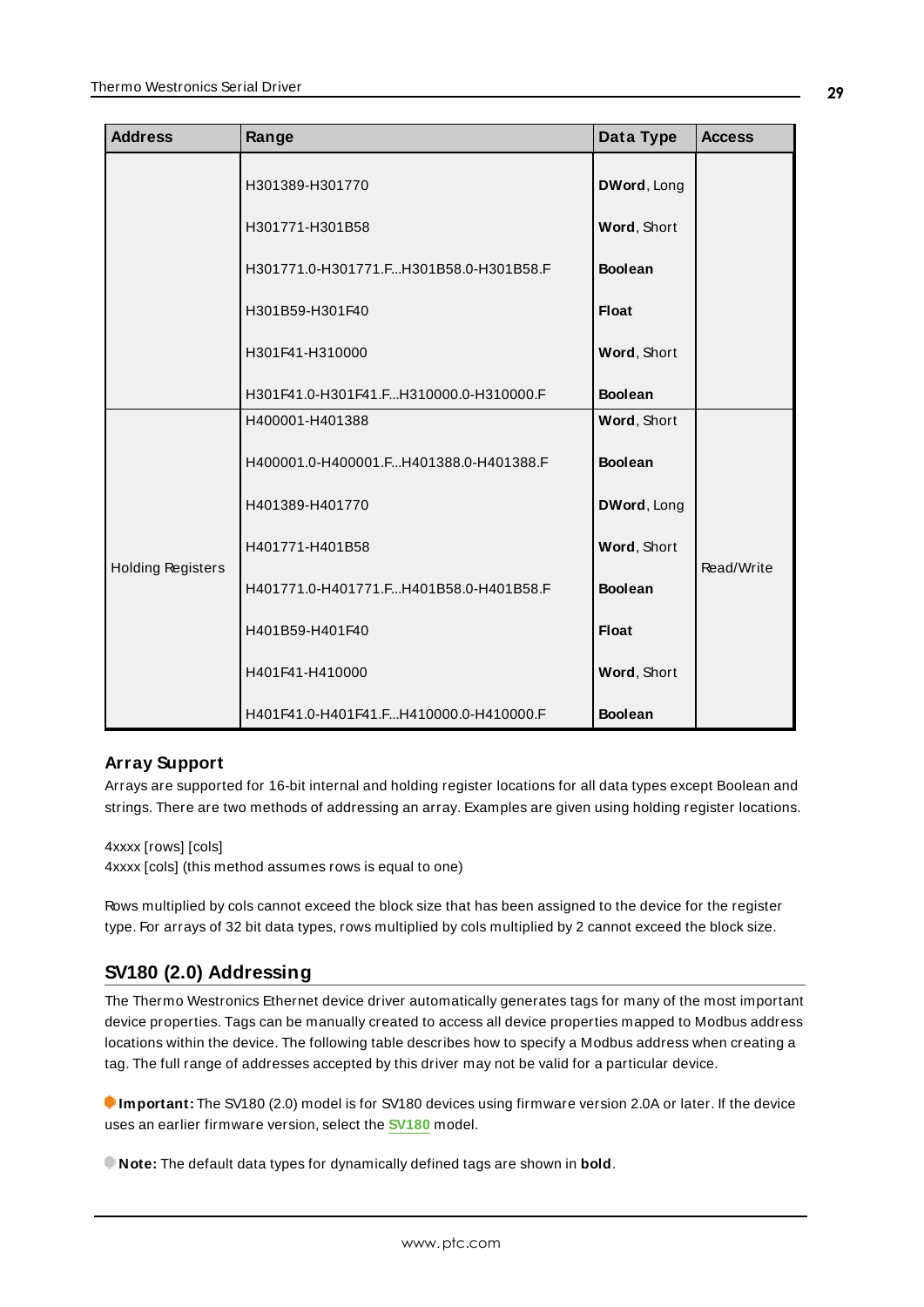| Address | Range | Data Type | Access |
| --- | --- | --- | --- |
| | H301389-H301770 | **DWord**, Long | |
| | H301771-H301B58 | **Word**, Short | |
| | H301771.0-H301771.F...H301B58.0-H301B58.F | **Boolean** | |
| | H301B59-H301F40 | **Float** | |
| | H301F41-H310000 | **Word**, Short | |
| | H301F41.0-H301F41.F...H310000.0-H310000.F | **Boolean** | |
| Holding Registers | H400001-H401388 | **Word**, Short | Read/Write |
| | H400001.0-H400001.F...H401388.0-H401388.F | **Boolean** | |
| | H401389-H401770 | **DWord**, Long | |
| | H401771-H401B58 | **Word**, Short | |
| | H401771.0-H401771.F...H401B58.0-H401B58.F | **Boolean** | |
| | H401B59-H401F40 | **Float** | |
| | H401F41-H410000 | **Word**, Short | |
| | H401F41.0-H401F41.F...H410000.0-H410000.F | **Boolean** | |

### Array Support

Arrays are supported for 16-bit internal and holding register locations for all data types except Boolean and strings. There are two methods of addressing an array. Examples are given using holding register locations.

4xxxx [rows] [cols]
4xxxx [cols] (this method assumes rows is equal to one)

Rows multiplied by cols cannot exceed the block size that has been assigned to the device for the register type. For arrays of 32 bit data types, rows multiplied by cols multiplied by 2 cannot exceed the block size.

## SV180 (2.0) Addressing

The Thermo Westronics Ethernet device driver automatically generates tags for many of the most important device properties. Tags can be manually created to access all device properties mapped to Modbus address locations within the device. The following table describes how to specify a Modbus address when creating a tag. The full range of addresses accepted by this driver may not be valid for a particular device.

**Important:** The SV180 (2.0) model is for SV180 devices using firmware version 2.0A or later. If the device uses an earlier firmware version, select the **SV180** model.

**Note:** The default data types for dynamically defined tags are shown in **bold**.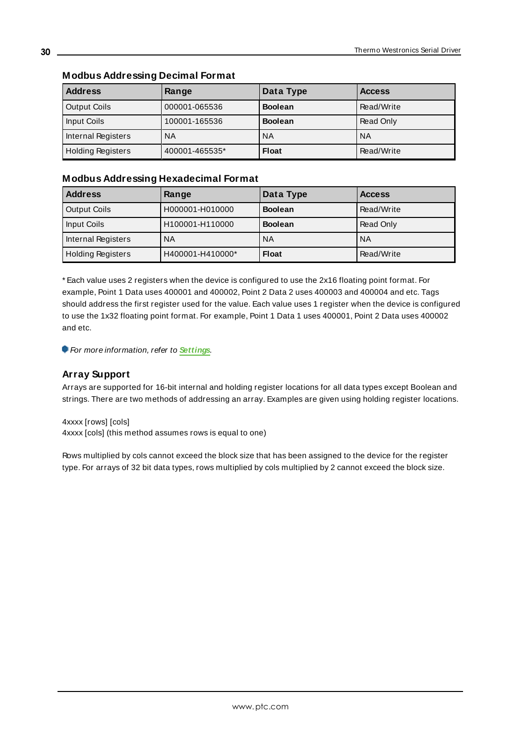### Modbus Addressing Decimal Format

| Address | Range | Data Type | Access |
| --- | --- | --- | --- |
| Output Coils | 000001-065536 | **Boolean** | Read/Write |
| Input Coils | 100001-165536 | **Boolean** | Read Only |
| Internal Registers | NA | NA | NA |
| Holding Registers | 400001-465535* | **Float** | Read/Write |

### Modbus Addressing Hexadecimal Format

| Address | Range | Data Type | Access |
| --- | --- | --- | --- |
| Output Coils | H000001-H010000 | **Boolean** | Read/Write |
| Input Coils | H100001-H110000 | **Boolean** | Read Only |
| Internal Registers | NA | NA | NA |
| Holding Registers | H400001-H410000* | **Float** | Read/Write |

* Each value uses 2 registers when the device is configured to use the 2x16 floating point format. For example, Point 1 Data uses 400001 and 400002, Point 2 Data 2 uses 400003 and 400004 and etc. Tags should address the first register used for the value. Each value uses 1 register when the device is configured to use the 1x32 floating point format. For example, Point 1 Data 1 uses 400001, Point 2 Data uses 400002 and etc.

*For more information, refer to* ***Settings****.*

## Array Support

Arrays are supported for 16-bit internal and holding register locations for all data types except Boolean and strings. There are two methods of addressing an array. Examples are given using holding register locations.

4xxxx [rows] [cols]
4xxxx [cols] (this method assumes rows is equal to one)

Rows multiplied by cols cannot exceed the block size that has been assigned to the device for the register type. For arrays of 32 bit data types, rows multiplied by cols multiplied by 2 cannot exceed the block size.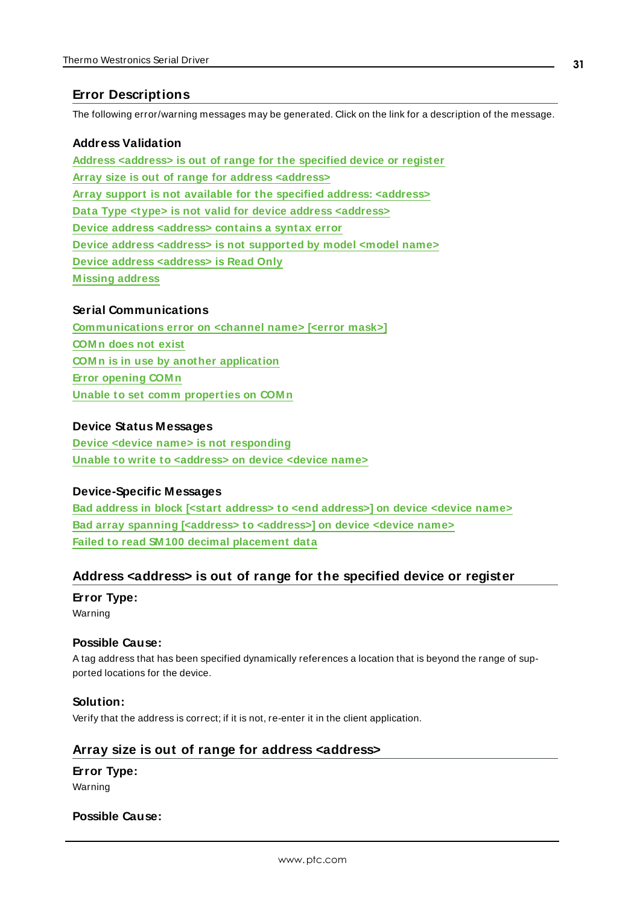## Error Descriptions

The following error/warning messages may be generated. Click on the link for a description of the message.

### Address Validation

Address <address> is out of range for the specified device or register
Array size is out of range for address <address>
Array support is not available for the specified address: <address>
Data Type <type> is not valid for device address <address>
Device address <address> contains a syntax error
Device address <address> is not supported by model <model name>
Device address <address> is Read Only
Missing address

### Serial Communications

Communications error on <channel name> [<error mask>]
COMn does not exist
COMn is in use by another application
Error opening COMn
Unable to set comm properties on COMn

### Device Status Messages

Device <device name> is not responding
Unable to write to <address> on device <device name>

### Device-Specific Messages

Bad address in block [<start address> to <end address>] on device <device name>
Bad array spanning [<address> to <address>] on device <device name>
Failed to read SM100 decimal placement data

## Address <address> is out of range for the specified device or register

**Error Type:**
Warning

**Possible Cause:**
A tag address that has been specified dynamically references a location that is beyond the range of supported locations for the device.

**Solution:**
Verify that the address is correct; if it is not, re-enter it in the client application.

## Array size is out of range for address <address>

**Error Type:**
Warning

**Possible Cause:**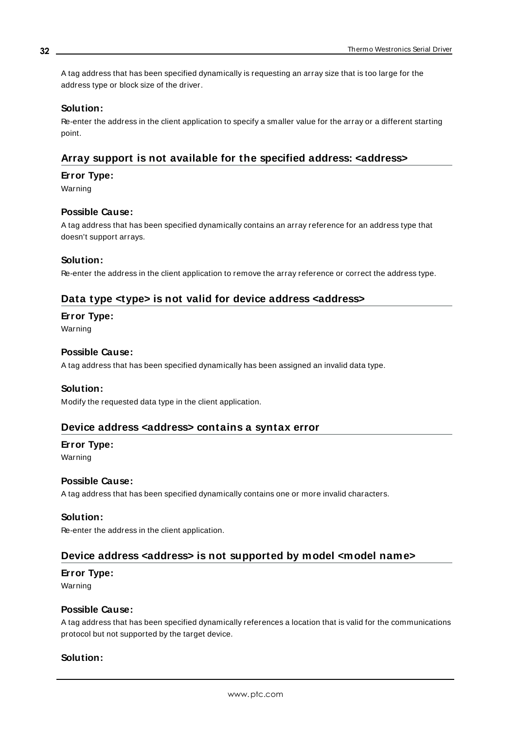A tag address that has been specified dynamically is requesting an array size that is too large for the address type or block size of the driver.

**Solution:**

Re-enter the address in the client application to specify a smaller value for the array or a different starting point.

## Array support is not available for the specified address: <address>

**Error Type:**

Warning

**Possible Cause:**

A tag address that has been specified dynamically contains an array reference for an address type that doesn't support arrays.

**Solution:**

Re-enter the address in the client application to remove the array reference or correct the address type.

## Data type <type> is not valid for device address <address>

**Error Type:**

Warning

**Possible Cause:**

A tag address that has been specified dynamically has been assigned an invalid data type.

**Solution:**

Modify the requested data type in the client application.

## Device address <address> contains a syntax error

**Error Type:**

Warning

**Possible Cause:**

A tag address that has been specified dynamically contains one or more invalid characters.

**Solution:**

Re-enter the address in the client application.

## Device address <address> is not supported by model <model name>

**Error Type:**

Warning

**Possible Cause:**

A tag address that has been specified dynamically references a location that is valid for the communications protocol but not supported by the target device.

**Solution:**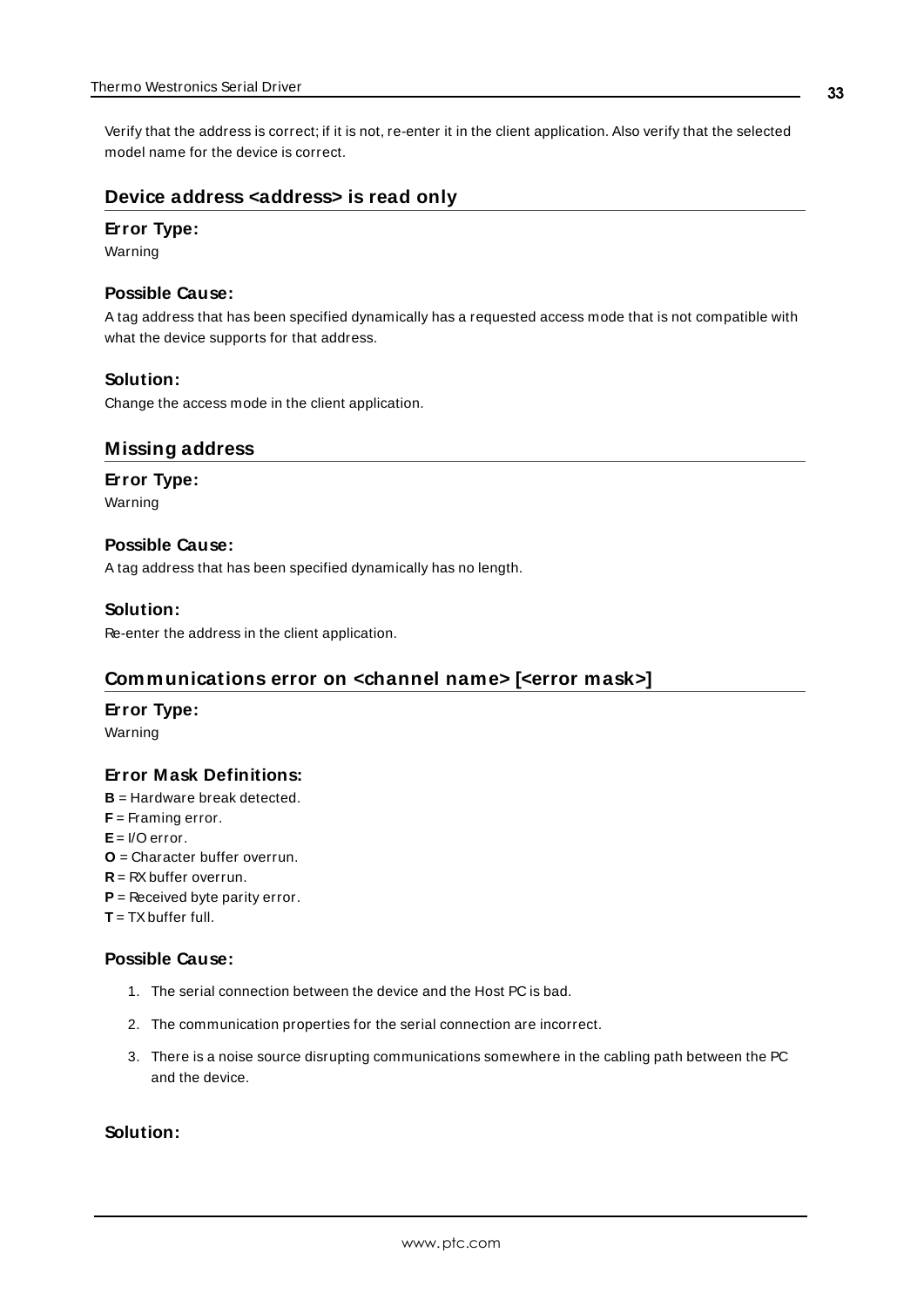Verify that the address is correct; if it is not, re-enter it in the client application. Also verify that the selected model name for the device is correct.

## Device address <address> is read only

### Error Type:

Warning

### Possible Cause:

A tag address that has been specified dynamically has a requested access mode that is not compatible with what the device supports for that address.

### Solution:

Change the access mode in the client application.

## Missing address

### Error Type:

Warning

### Possible Cause:

A tag address that has been specified dynamically has no length.

### Solution:

Re-enter the address in the client application.

## Communications error on <channel name> [<error mask>]

### Error Type:

Warning

### Error Mask Definitions:

**B** = Hardware break detected.
**F** = Framing error.
**E** = I/O error.
**O** = Character buffer overrun.
**R** = RX buffer overrun.
**P** = Received byte parity error.
**T** = TX buffer full.

### Possible Cause:

1. The serial connection between the device and the Host PC is bad.
2. The communication properties for the serial connection are incorrect.
3. There is a noise source disrupting communications somewhere in the cabling path between the PC and the device.

### Solution: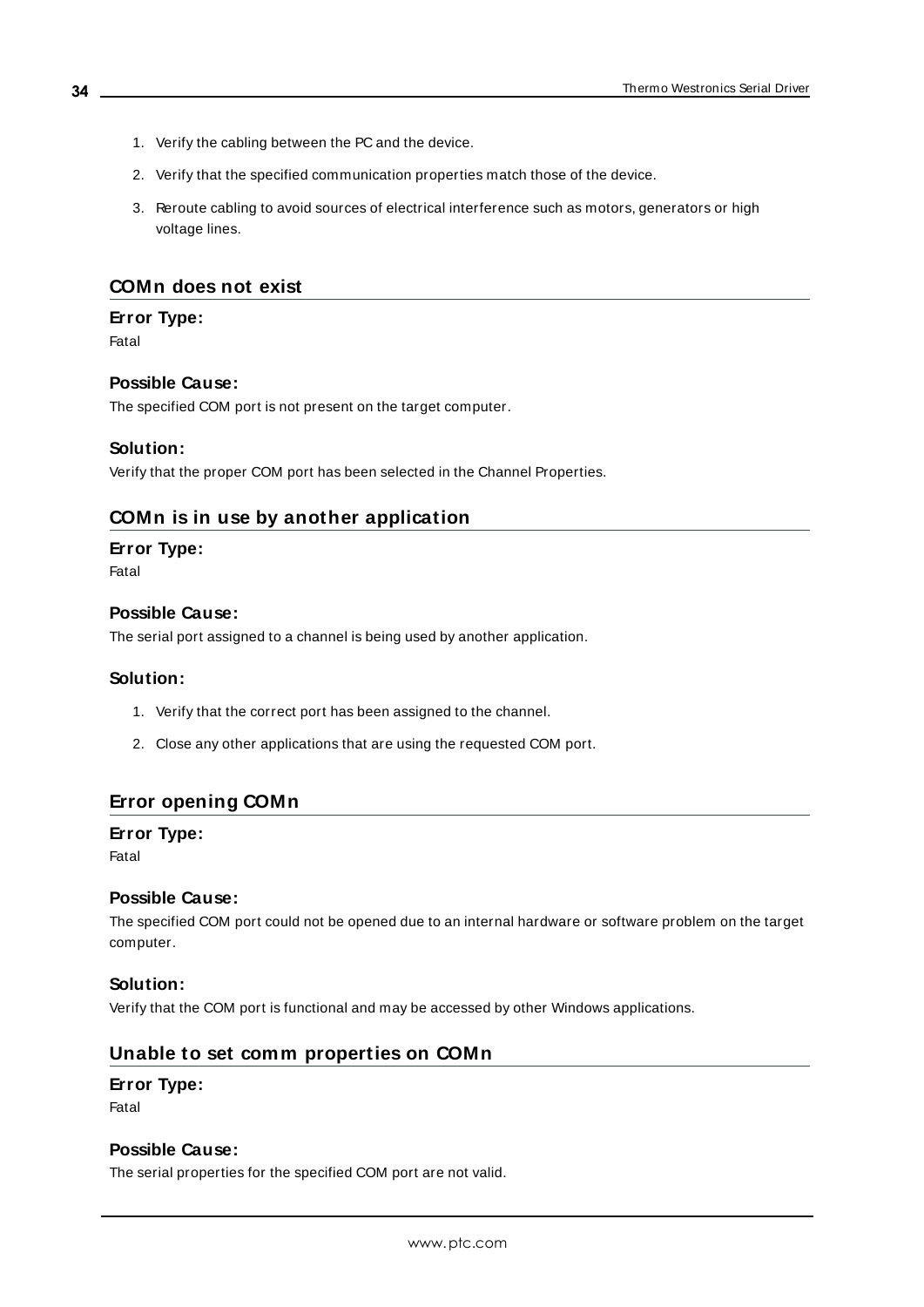1. Verify the cabling between the PC and the device.
2. Verify that the specified communication properties match those of the device.
3. Reroute cabling to avoid sources of electrical interference such as motors, generators or high voltage lines.

## COMn does not exist

### Error Type:

Fatal

### Possible Cause:

The specified COM port is not present on the target computer.

### Solution:

Verify that the proper COM port has been selected in the Channel Properties.

## COMn is in use by another application

### Error Type:

Fatal

### Possible Cause:

The serial port assigned to a channel is being used by another application.

### Solution:

1. Verify that the correct port has been assigned to the channel.
2. Close any other applications that are using the requested COM port.

## Error opening COMn

### Error Type:

Fatal

### Possible Cause:

The specified COM port could not be opened due to an internal hardware or software problem on the target computer.

### Solution:

Verify that the COM port is functional and may be accessed by other Windows applications.

## Unable to set comm properties on COMn

### Error Type:

Fatal

### Possible Cause:

The serial properties for the specified COM port are not valid.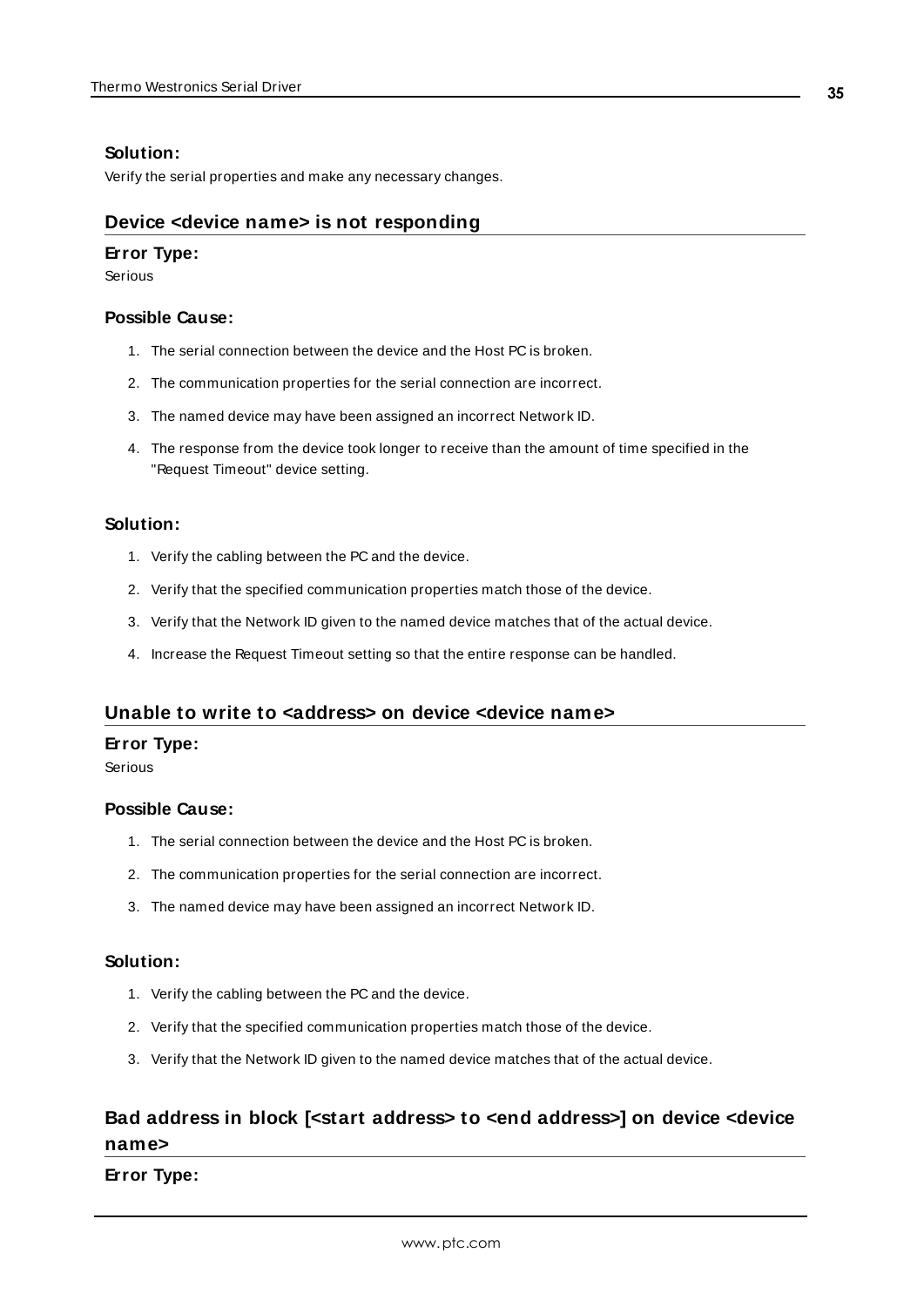#### Solution:

Verify the serial properties and make any necessary changes.

### Device <device name> is not responding

#### Error Type:

Serious

#### Possible Cause:

1. The serial connection between the device and the Host PC is broken.
2. The communication properties for the serial connection are incorrect.
3. The named device may have been assigned an incorrect Network ID.
4. The response from the device took longer to receive than the amount of time specified in the "Request Timeout" device setting.

#### Solution:

1. Verify the cabling between the PC and the device.
2. Verify that the specified communication properties match those of the device.
3. Verify that the Network ID given to the named device matches that of the actual device.
4. Increase the Request Timeout setting so that the entire response can be handled.

### Unable to write to <address> on device <device name>

#### Error Type:

Serious

#### Possible Cause:

1. The serial connection between the device and the Host PC is broken.
2. The communication properties for the serial connection are incorrect.
3. The named device may have been assigned an incorrect Network ID.

#### Solution:

1. Verify the cabling between the PC and the device.
2. Verify that the specified communication properties match those of the device.
3. Verify that the Network ID given to the named device matches that of the actual device.

### Bad address in block [<start address> to <end address>] on device <device name>

#### Error Type: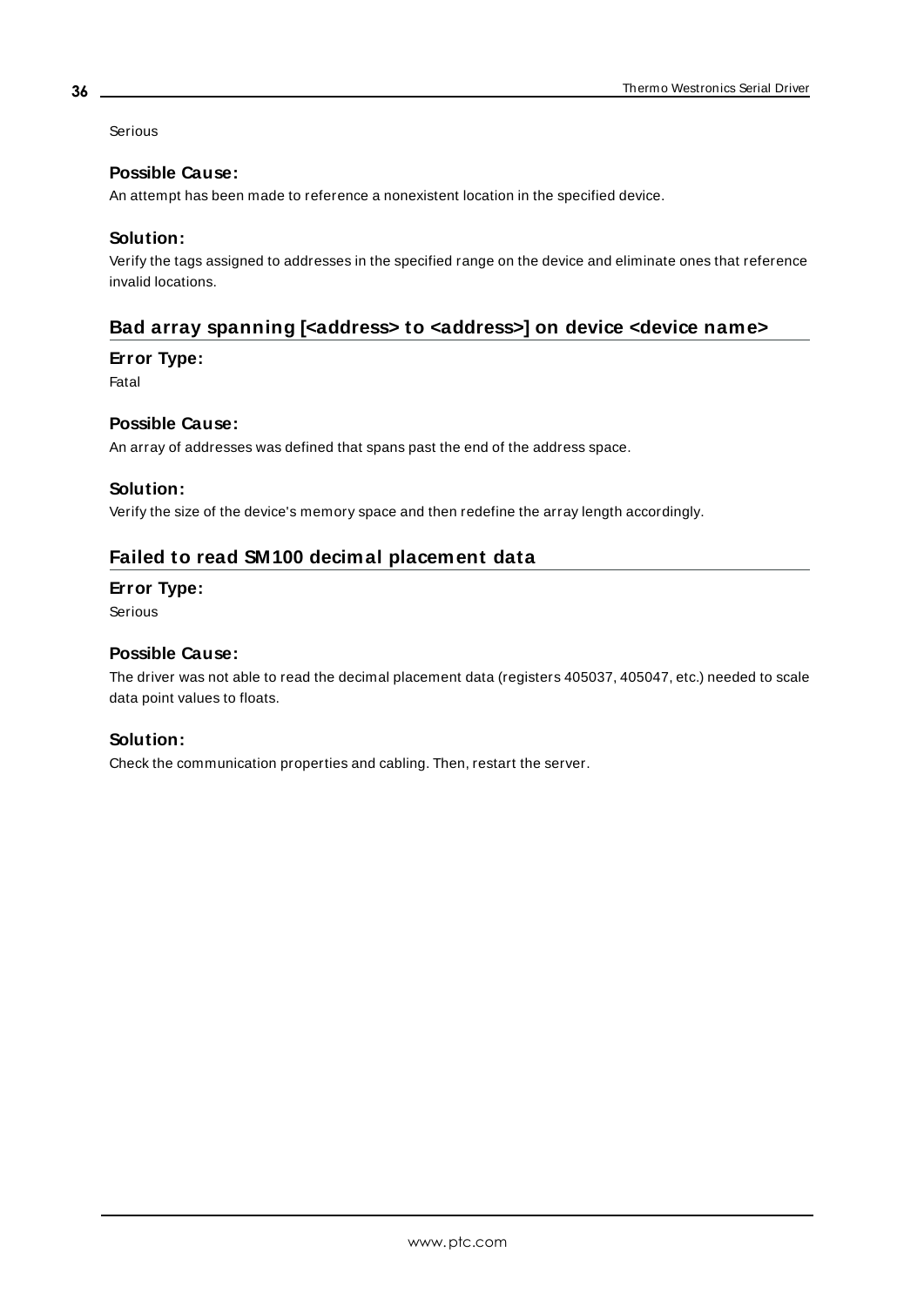Serious

### Possible Cause:

An attempt has been made to reference a nonexistent location in the specified device.

### Solution:

Verify the tags assigned to addresses in the specified range on the device and eliminate ones that reference invalid locations.

## Bad array spanning [<address> to <address>] on device <device name>

### Error Type:

Fatal

### Possible Cause:

An array of addresses was defined that spans past the end of the address space.

### Solution:

Verify the size of the device's memory space and then redefine the array length accordingly.

## Failed to read SM100 decimal placement data

### Error Type:

Serious

### Possible Cause:

The driver was not able to read the decimal placement data (registers 405037, 405047, etc.) needed to scale data point values to floats.

### Solution:

Check the communication properties and cabling. Then, restart the server.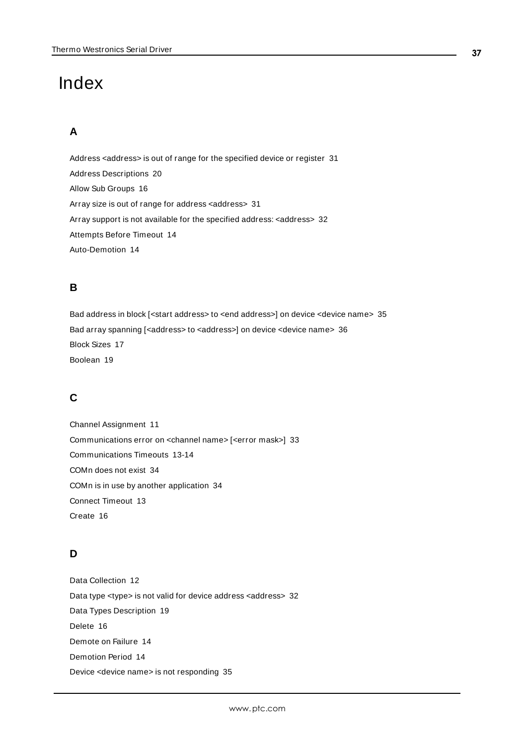# Index

## A

Address <address> is out of range for the specified device or register 31

Address Descriptions 20

Allow Sub Groups 16

Array size is out of range for address <address> 31

Array support is not available for the specified address: <address> 32

Attempts Before Timeout 14

Auto-Demotion 14

## B

Bad address in block [<start address> to <end address>] on device <device name> 35

Bad array spanning [<address> to <address>] on device <device name> 36

Block Sizes 17

Boolean 19

## C

Channel Assignment 11

Communications error on <channel name> [<error mask>] 33

Communications Timeouts 13-14

COMn does not exist 34

COMn is in use by another application 34

Connect Timeout 13

Create 16

## D

Data Collection 12

Data type <type> is not valid for device address <address> 32

Data Types Description 19

Delete 16

Demote on Failure 14

Demotion Period 14

Device <device name> is not responding 35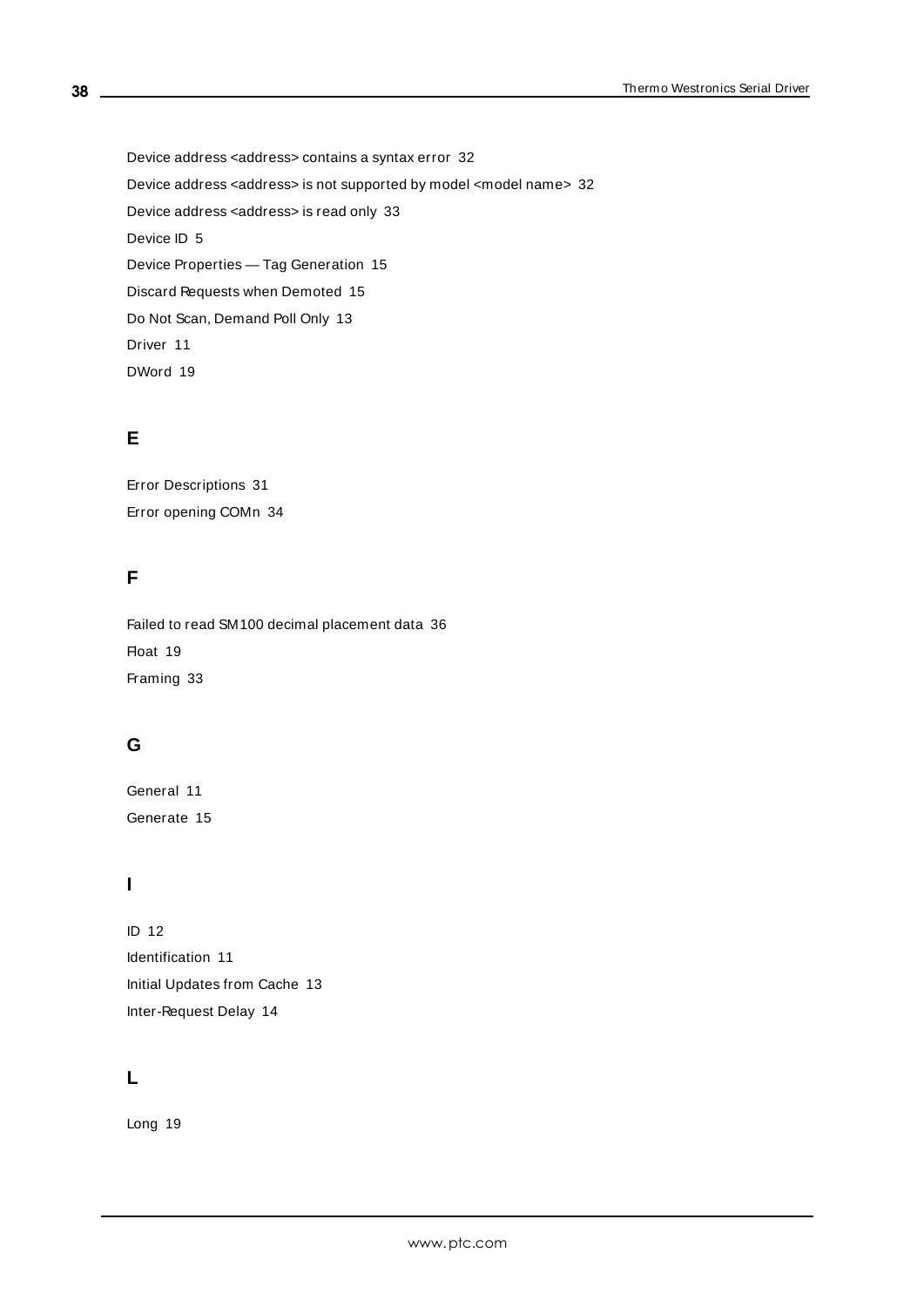Device address <address> contains a syntax error 32

Device address <address> is not supported by model <model name> 32

Device address <address> is read only 33

Device ID 5

Device Properties — Tag Generation 15

Discard Requests when Demoted 15

Do Not Scan, Demand Poll Only 13

Driver 11

DWord 19

## E

Error Descriptions 31

Error opening COMn 34

## F

Failed to read SM100 decimal placement data 36

Float 19

Framing 33

## G

General 11

Generate 15

## I

ID 12

Identification 11

Initial Updates from Cache 13

Inter-Request Delay 14

## L

Long 19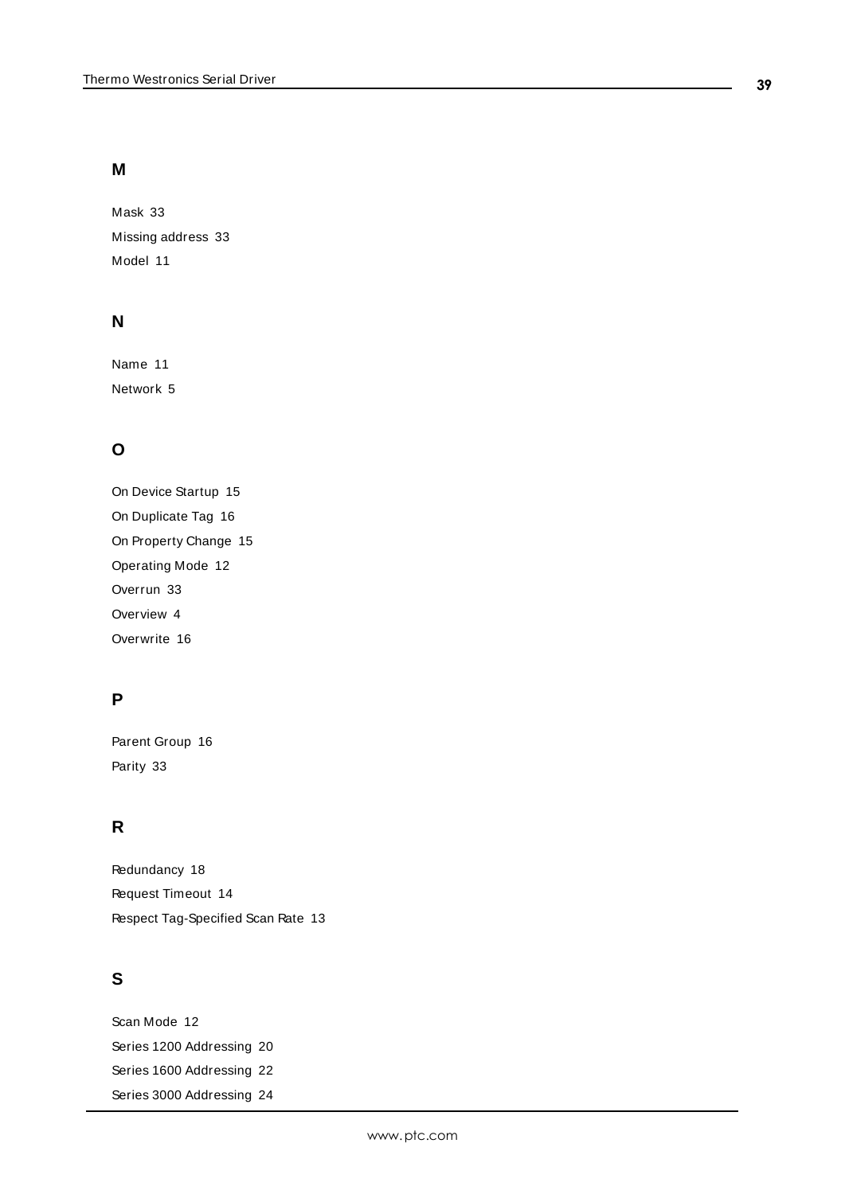## M

Mask 33

Missing address 33

Model 11

## N

Name 11

Network 5

## O

On Device Startup 15

On Duplicate Tag 16

On Property Change 15

Operating Mode 12

Overrun 33

Overview 4

Overwrite 16

## P

Parent Group 16

Parity 33

## R

Redundancy 18

Request Timeout 14

Respect Tag-Specified Scan Rate 13

## S

Scan Mode 12

Series 1200 Addressing 20

Series 1600 Addressing 22

Series 3000 Addressing 24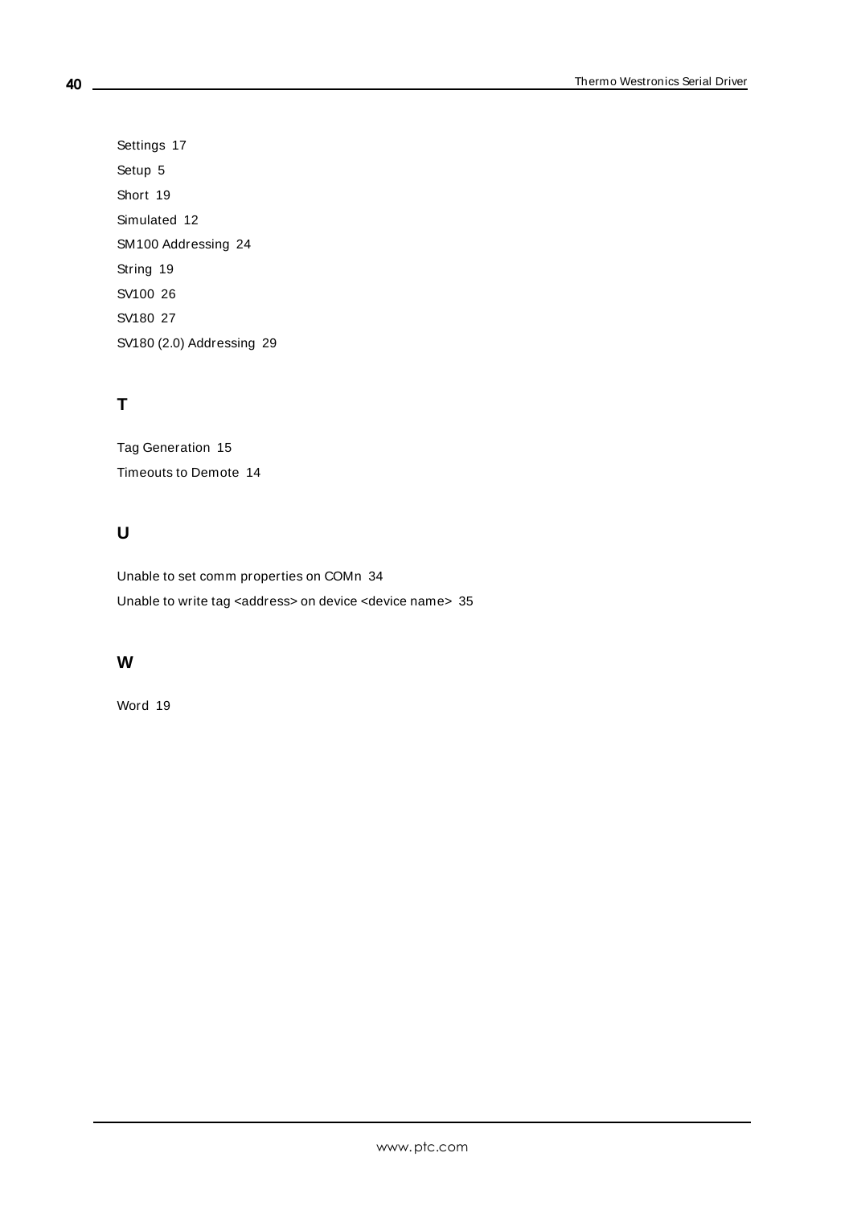Settings 17

Setup 5

Short 19

Simulated 12

SM100 Addressing 24

String 19

SV100 26

SV180 27

SV180 (2.0) Addressing 29

## T

Tag Generation 15

Timeouts to Demote 14

## U

Unable to set comm properties on COMn 34

Unable to write tag <address> on device <device name> 35

## W

Word 19